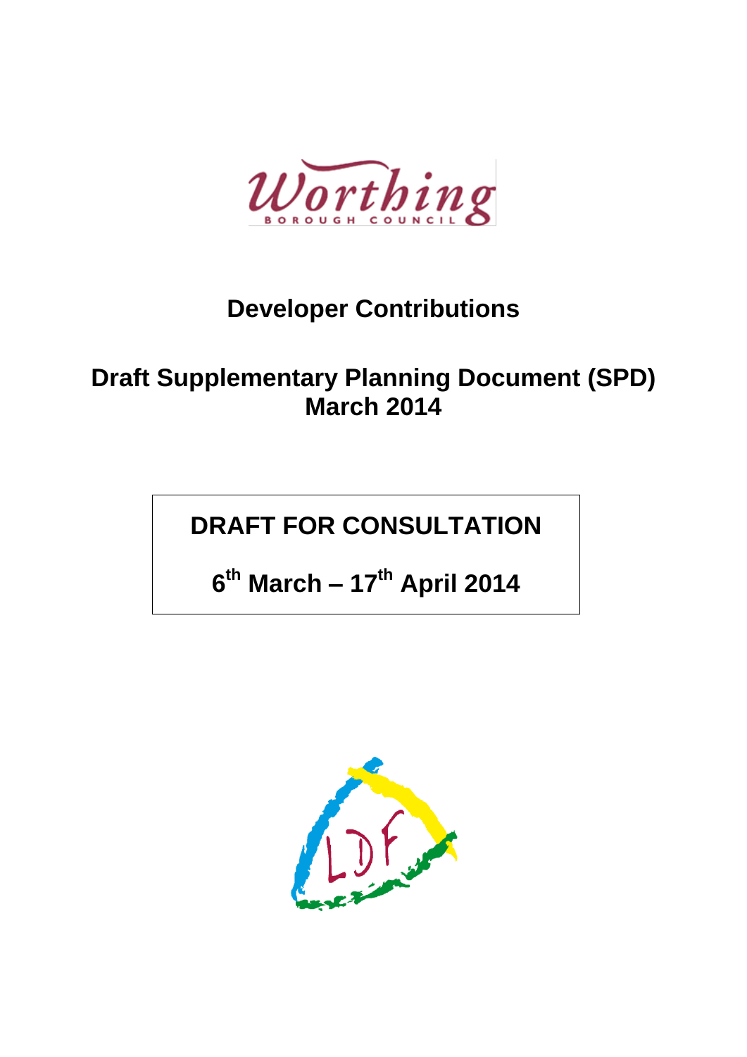Worthing Borough Council

# Developer Contributions

## Draft Supplementary Planning Document (SPD) March 2014

**DRAFT FOR CONSULTATION**

**6th March – 17th April 2014**

LDF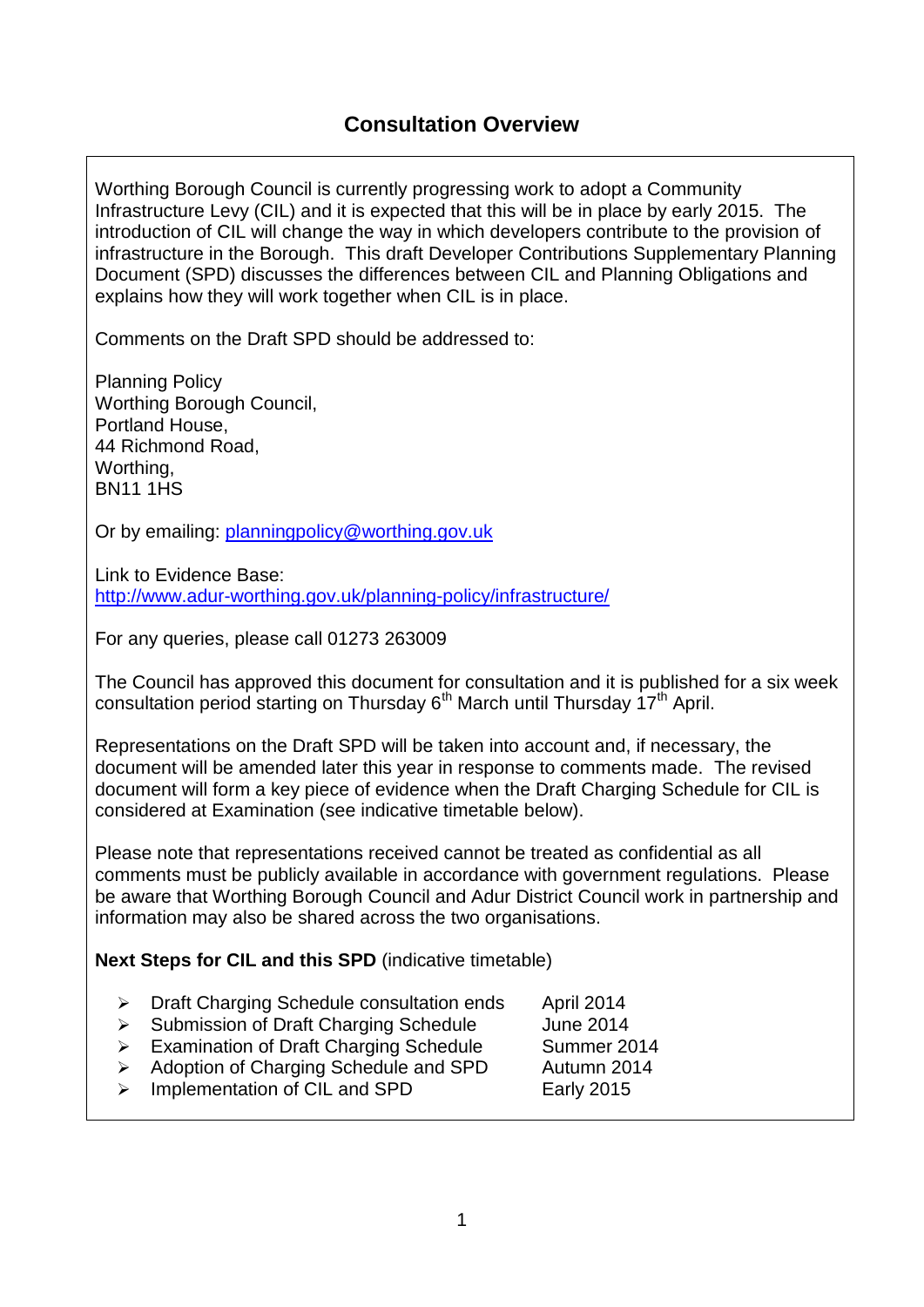# Consultation Overview

Worthing Borough Council is currently progressing work to adopt a Community Infrastructure Levy (CIL) and it is expected that this will be in place by early 2015. The introduction of CIL will change the way in which developers contribute to the provision of infrastructure in the Borough. This draft Developer Contributions Supplementary Planning Document (SPD) discusses the differences between CIL and Planning Obligations and explains how they will work together when CIL is in place.

Comments on the Draft SPD should be addressed to:

Planning Policy
Worthing Borough Council,
Portland House,
44 Richmond Road,
Worthing,
BN11 1HS

Or by emailing: [planningpolicy@worthing.gov.uk](mailto:planningpolicy@worthing.gov.uk)

Link to Evidence Base:
[http://www.adur-worthing.gov.uk/planning-policy/infrastructure/](http://www.adur-worthing.gov.uk/planning-policy/infrastructure/)

For any queries, please call 01273 263009

The Council has approved this document for consultation and it is published for a six week consultation period starting on Thursday 6th March until Thursday 17th April.

Representations on the Draft SPD will be taken into account and, if necessary, the document will be amended later this year in response to comments made. The revised document will form a key piece of evidence when the Draft Charging Schedule for CIL is considered at Examination (see indicative timetable below).

Please note that representations received cannot be treated as confidential as all comments must be publicly available in accordance with government regulations. Please be aware that Worthing Borough Council and Adur District Council work in partnership and information may also be shared across the two organisations.

**Next Steps for CIL and this SPD** (indicative timetable)

- Draft Charging Schedule consultation ends — April 2014
- Submission of Draft Charging Schedule — June 2014
- Examination of Draft Charging Schedule — Summer 2014
- Adoption of Charging Schedule and SPD — Autumn 2014
- Implementation of CIL and SPD — Early 2015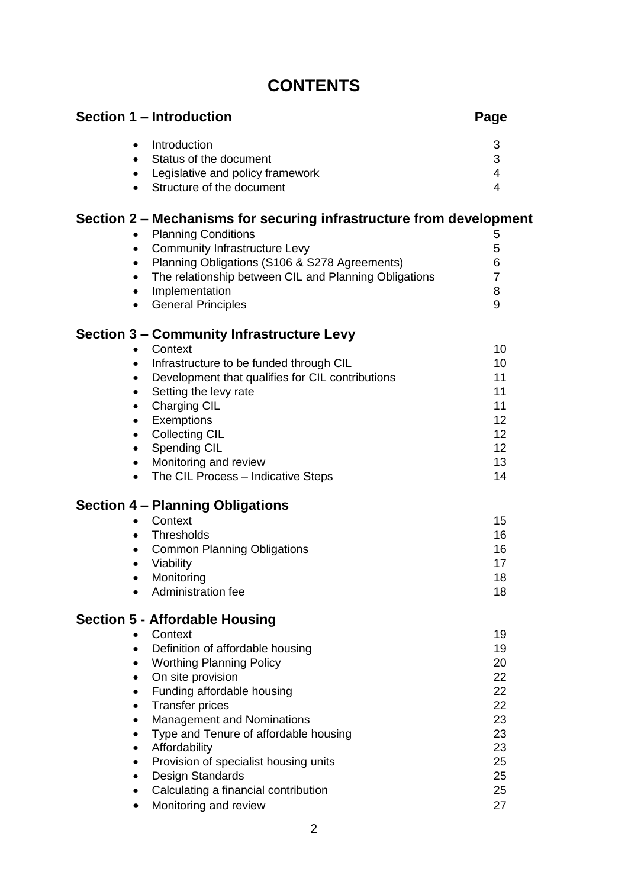# CONTENTS

| Section 1 – Introduction | Page |
|---|---|
| • Introduction | 3 |
| • Status of the document | 3 |
| • Legislative and policy framework | 4 |
| • Structure of the document | 4 |
| **Section 2 – Mechanisms for securing infrastructure from development** | |
| • Planning Conditions | 5 |
| • Community Infrastructure Levy | 5 |
| • Planning Obligations (S106 & S278 Agreements) | 6 |
| • The relationship between CIL and Planning Obligations | 7 |
| • Implementation | 8 |
| • General Principles | 9 |
| **Section 3 – Community Infrastructure Levy** | |
| • Context | 10 |
| • Infrastructure to be funded through CIL | 10 |
| • Development that qualifies for CIL contributions | 11 |
| • Setting the levy rate | 11 |
| • Charging CIL | 11 |
| • Exemptions | 12 |
| • Collecting CIL | 12 |
| • Spending CIL | 12 |
| • Monitoring and review | 13 |
| • The CIL Process – Indicative Steps | 14 |
| **Section 4 – Planning Obligations** | |
| • Context | 15 |
| • Thresholds | 16 |
| • Common Planning Obligations | 16 |
| • Viability | 17 |
| • Monitoring | 18 |
| • Administration fee | 18 |
| **Section 5 - Affordable Housing** | |
| • Context | 19 |
| • Definition of affordable housing | 19 |
| • Worthing Planning Policy | 20 |
| • On site provision | 22 |
| • Funding affordable housing | 22 |
| • Transfer prices | 22 |
| • Management and Nominations | 23 |
| • Type and Tenure of affordable housing | 23 |
| • Affordability | 23 |
| • Provision of specialist housing units | 25 |
| • Design Standards | 25 |
| • Calculating a financial contribution | 25 |
| • Monitoring and review | 27 |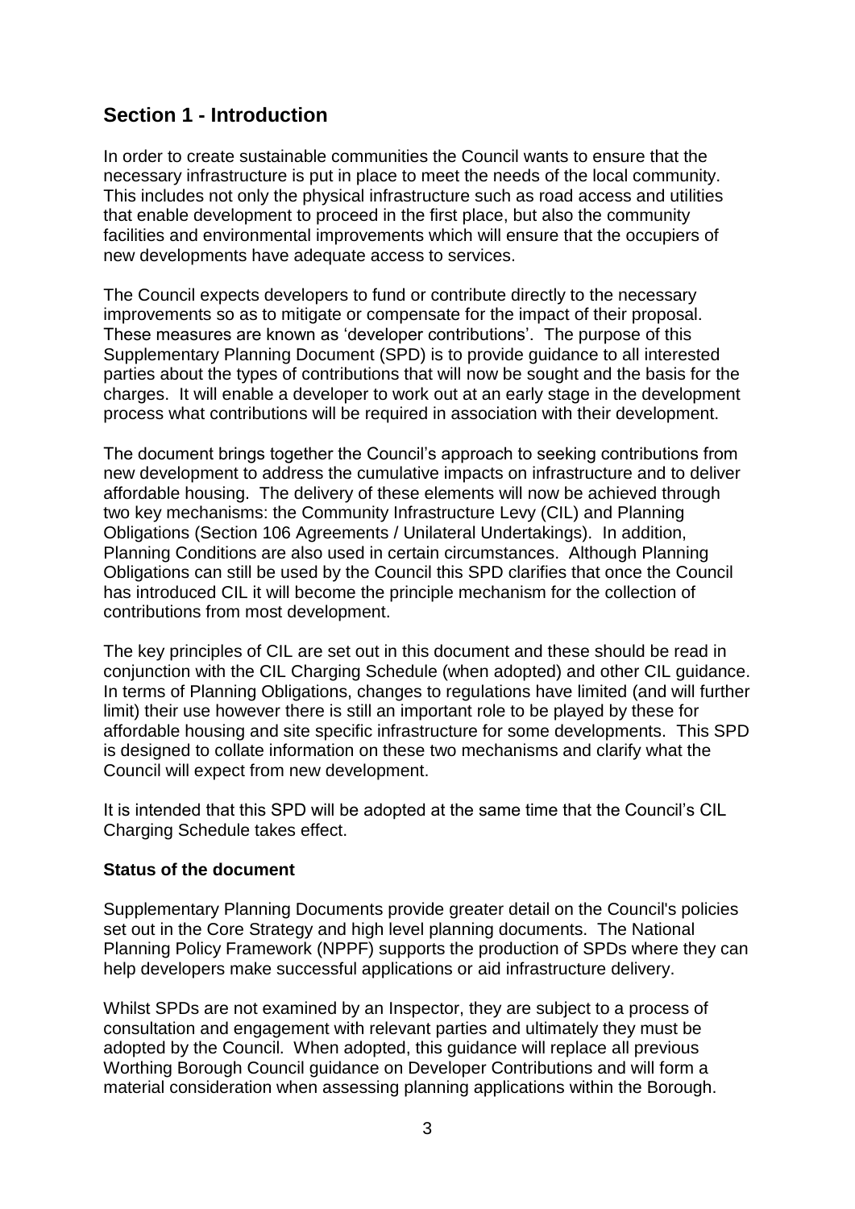## Section 1 - Introduction

In order to create sustainable communities the Council wants to ensure that the necessary infrastructure is put in place to meet the needs of the local community. This includes not only the physical infrastructure such as road access and utilities that enable development to proceed in the first place, but also the community facilities and environmental improvements which will ensure that the occupiers of new developments have adequate access to services.

The Council expects developers to fund or contribute directly to the necessary improvements so as to mitigate or compensate for the impact of their proposal. These measures are known as 'developer contributions'. The purpose of this Supplementary Planning Document (SPD) is to provide guidance to all interested parties about the types of contributions that will now be sought and the basis for the charges. It will enable a developer to work out at an early stage in the development process what contributions will be required in association with their development.

The document brings together the Council's approach to seeking contributions from new development to address the cumulative impacts on infrastructure and to deliver affordable housing. The delivery of these elements will now be achieved through two key mechanisms: the Community Infrastructure Levy (CIL) and Planning Obligations (Section 106 Agreements / Unilateral Undertakings). In addition, Planning Conditions are also used in certain circumstances. Although Planning Obligations can still be used by the Council this SPD clarifies that once the Council has introduced CIL it will become the principle mechanism for the collection of contributions from most development.

The key principles of CIL are set out in this document and these should be read in conjunction with the CIL Charging Schedule (when adopted) and other CIL guidance. In terms of Planning Obligations, changes to regulations have limited (and will further limit) their use however there is still an important role to be played by these for affordable housing and site specific infrastructure for some developments. This SPD is designed to collate information on these two mechanisms and clarify what the Council will expect from new development.

It is intended that this SPD will be adopted at the same time that the Council's CIL Charging Schedule takes effect.

**Status of the document**

Supplementary Planning Documents provide greater detail on the Council's policies set out in the Core Strategy and high level planning documents. The National Planning Policy Framework (NPPF) supports the production of SPDs where they can help developers make successful applications or aid infrastructure delivery.

Whilst SPDs are not examined by an Inspector, they are subject to a process of consultation and engagement with relevant parties and ultimately they must be adopted by the Council. When adopted, this guidance will replace all previous Worthing Borough Council guidance on Developer Contributions and will form a material consideration when assessing planning applications within the Borough.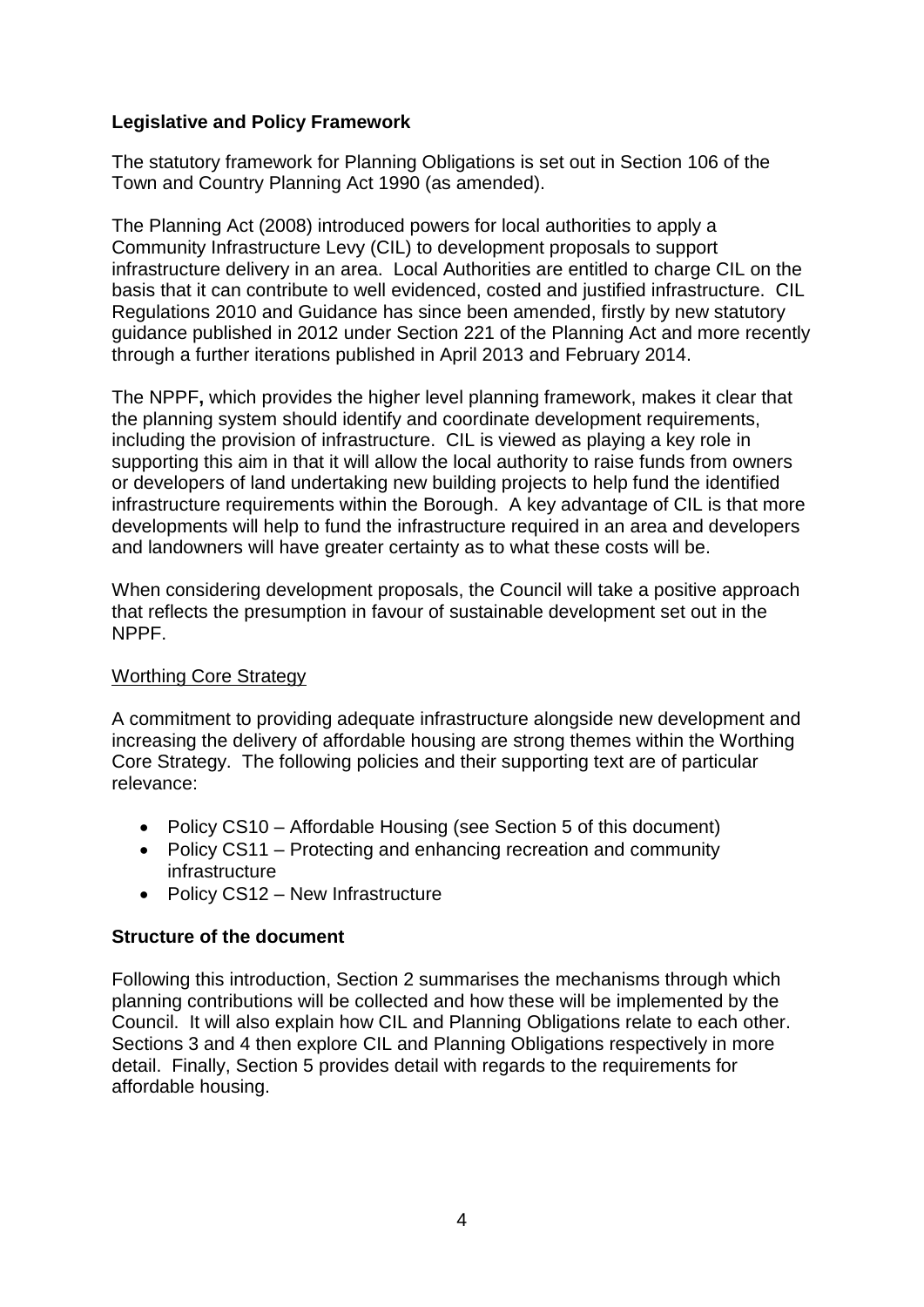## Legislative and Policy Framework

The statutory framework for Planning Obligations is set out in Section 106 of the Town and Country Planning Act 1990 (as amended).

The Planning Act (2008) introduced powers for local authorities to apply a Community Infrastructure Levy (CIL) to development proposals to support infrastructure delivery in an area. Local Authorities are entitled to charge CIL on the basis that it can contribute to well evidenced, costed and justified infrastructure. CIL Regulations 2010 and Guidance has since been amended, firstly by new statutory guidance published in 2012 under Section 221 of the Planning Act and more recently through a further iterations published in April 2013 and February 2014.

The NPPF**,** which provides the higher level planning framework, makes it clear that the planning system should identify and coordinate development requirements, including the provision of infrastructure. CIL is viewed as playing a key role in supporting this aim in that it will allow the local authority to raise funds from owners or developers of land undertaking new building projects to help fund the identified infrastructure requirements within the Borough. A key advantage of CIL is that more developments will help to fund the infrastructure required in an area and developers and landowners will have greater certainty as to what these costs will be.

When considering development proposals, the Council will take a positive approach that reflects the presumption in favour of sustainable development set out in the NPPF.

### Worthing Core Strategy

A commitment to providing adequate infrastructure alongside new development and increasing the delivery of affordable housing are strong themes within the Worthing Core Strategy. The following policies and their supporting text are of particular relevance:

- Policy CS10 – Affordable Housing (see Section 5 of this document)
- Policy CS11 – Protecting and enhancing recreation and community infrastructure
- Policy CS12 – New Infrastructure

## Structure of the document

Following this introduction, Section 2 summarises the mechanisms through which planning contributions will be collected and how these will be implemented by the Council. It will also explain how CIL and Planning Obligations relate to each other. Sections 3 and 4 then explore CIL and Planning Obligations respectively in more detail. Finally, Section 5 provides detail with regards to the requirements for affordable housing.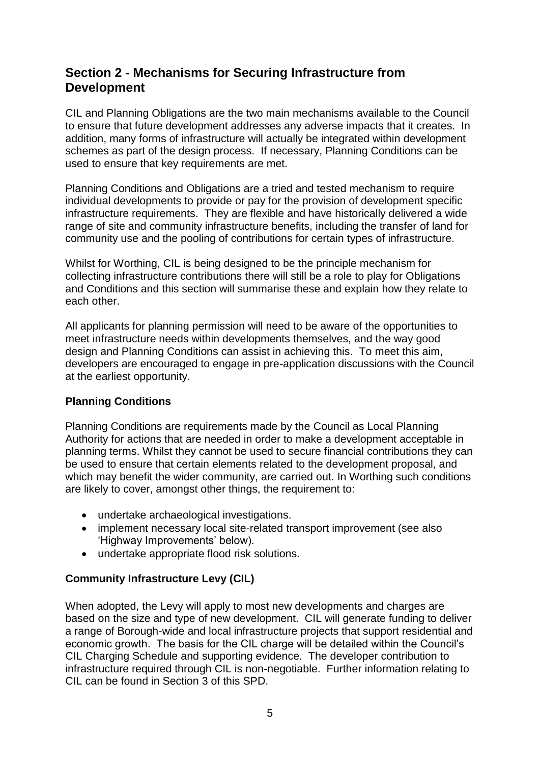## Section 2 - Mechanisms for Securing Infrastructure from Development

CIL and Planning Obligations are the two main mechanisms available to the Council to ensure that future development addresses any adverse impacts that it creates. In addition, many forms of infrastructure will actually be integrated within development schemes as part of the design process. If necessary, Planning Conditions can be used to ensure that key requirements are met.

Planning Conditions and Obligations are a tried and tested mechanism to require individual developments to provide or pay for the provision of development specific infrastructure requirements. They are flexible and have historically delivered a wide range of site and community infrastructure benefits, including the transfer of land for community use and the pooling of contributions for certain types of infrastructure.

Whilst for Worthing, CIL is being designed to be the principle mechanism for collecting infrastructure contributions there will still be a role to play for Obligations and Conditions and this section will summarise these and explain how they relate to each other.

All applicants for planning permission will need to be aware of the opportunities to meet infrastructure needs within developments themselves, and the way good design and Planning Conditions can assist in achieving this. To meet this aim, developers are encouraged to engage in pre-application discussions with the Council at the earliest opportunity.

### Planning Conditions

Planning Conditions are requirements made by the Council as Local Planning Authority for actions that are needed in order to make a development acceptable in planning terms. Whilst they cannot be used to secure financial contributions they can be used to ensure that certain elements related to the development proposal, and which may benefit the wider community, are carried out. In Worthing such conditions are likely to cover, amongst other things, the requirement to:

- undertake archaeological investigations.
- implement necessary local site-related transport improvement (see also 'Highway Improvements' below).
- undertake appropriate flood risk solutions.

### Community Infrastructure Levy (CIL)

When adopted, the Levy will apply to most new developments and charges are based on the size and type of new development. CIL will generate funding to deliver a range of Borough-wide and local infrastructure projects that support residential and economic growth. The basis for the CIL charge will be detailed within the Council's CIL Charging Schedule and supporting evidence. The developer contribution to infrastructure required through CIL is non-negotiable. Further information relating to CIL can be found in Section 3 of this SPD.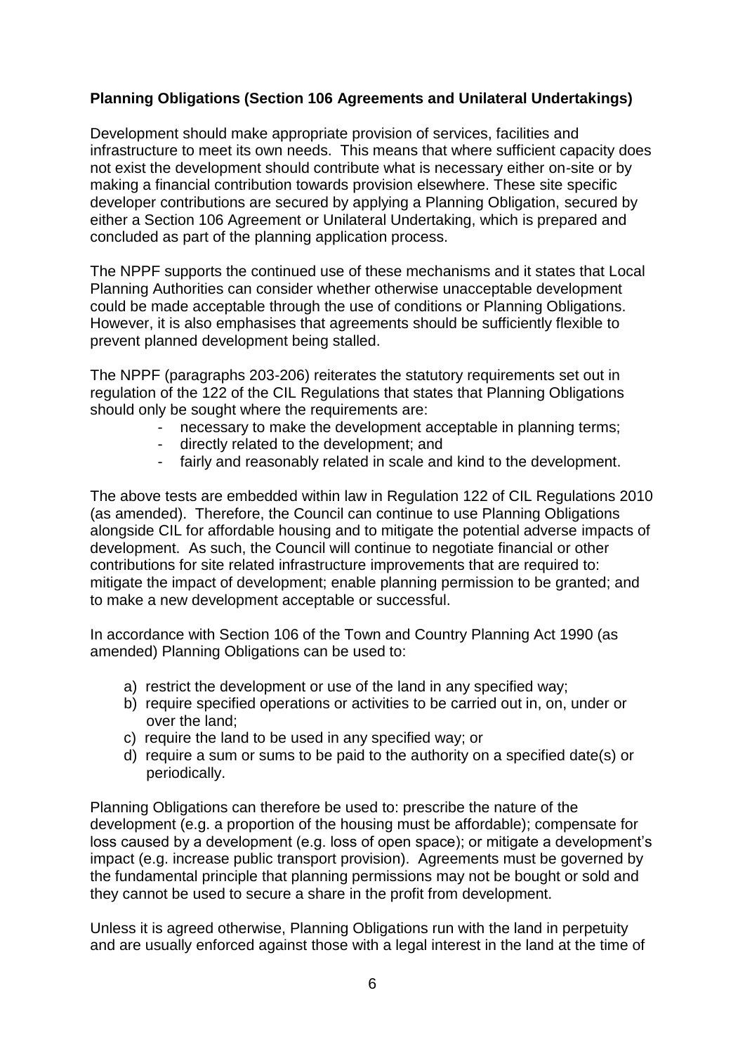**Planning Obligations (Section 106 Agreements and Unilateral Undertakings)**

Development should make appropriate provision of services, facilities and infrastructure to meet its own needs. This means that where sufficient capacity does not exist the development should contribute what is necessary either on-site or by making a financial contribution towards provision elsewhere. These site specific developer contributions are secured by applying a Planning Obligation, secured by either a Section 106 Agreement or Unilateral Undertaking, which is prepared and concluded as part of the planning application process.

The NPPF supports the continued use of these mechanisms and it states that Local Planning Authorities can consider whether otherwise unacceptable development could be made acceptable through the use of conditions or Planning Obligations. However, it is also emphasises that agreements should be sufficiently flexible to prevent planned development being stalled.

The NPPF (paragraphs 203-206) reiterates the statutory requirements set out in regulation of the 122 of the CIL Regulations that states that Planning Obligations should only be sought where the requirements are:

- necessary to make the development acceptable in planning terms;
- directly related to the development; and
- fairly and reasonably related in scale and kind to the development.

The above tests are embedded within law in Regulation 122 of CIL Regulations 2010 (as amended). Therefore, the Council can continue to use Planning Obligations alongside CIL for affordable housing and to mitigate the potential adverse impacts of development. As such, the Council will continue to negotiate financial or other contributions for site related infrastructure improvements that are required to: mitigate the impact of development; enable planning permission to be granted; and to make a new development acceptable or successful.

In accordance with Section 106 of the Town and Country Planning Act 1990 (as amended) Planning Obligations can be used to:

a) restrict the development or use of the land in any specified way;
b) require specified operations or activities to be carried out in, on, under or over the land;
c) require the land to be used in any specified way; or
d) require a sum or sums to be paid to the authority on a specified date(s) or periodically.

Planning Obligations can therefore be used to: prescribe the nature of the development (e.g. a proportion of the housing must be affordable); compensate for loss caused by a development (e.g. loss of open space); or mitigate a development's impact (e.g. increase public transport provision). Agreements must be governed by the fundamental principle that planning permissions may not be bought or sold and they cannot be used to secure a share in the profit from development.

Unless it is agreed otherwise, Planning Obligations run with the land in perpetuity and are usually enforced against those with a legal interest in the land at the time of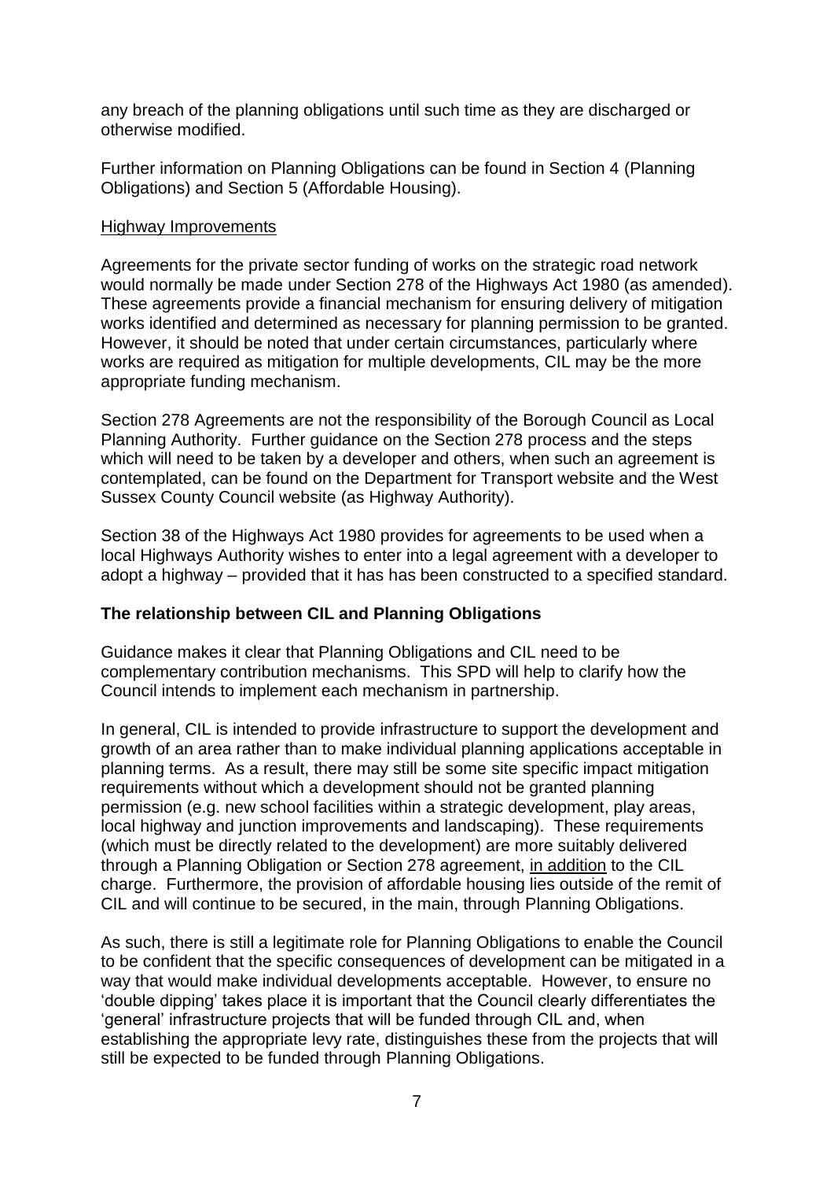any breach of the planning obligations until such time as they are discharged or otherwise modified.

Further information on Planning Obligations can be found in Section 4 (Planning Obligations) and Section 5 (Affordable Housing).

Highway Improvements

Agreements for the private sector funding of works on the strategic road network would normally be made under Section 278 of the Highways Act 1980 (as amended). These agreements provide a financial mechanism for ensuring delivery of mitigation works identified and determined as necessary for planning permission to be granted. However, it should be noted that under certain circumstances, particularly where works are required as mitigation for multiple developments, CIL may be the more appropriate funding mechanism.

Section 278 Agreements are not the responsibility of the Borough Council as Local Planning Authority. Further guidance on the Section 278 process and the steps which will need to be taken by a developer and others, when such an agreement is contemplated, can be found on the Department for Transport website and the West Sussex County Council website (as Highway Authority).

Section 38 of the Highways Act 1980 provides for agreements to be used when a local Highways Authority wishes to enter into a legal agreement with a developer to adopt a highway – provided that it has has been constructed to a specified standard.

**The relationship between CIL and Planning Obligations**

Guidance makes it clear that Planning Obligations and CIL need to be complementary contribution mechanisms. This SPD will help to clarify how the Council intends to implement each mechanism in partnership.

In general, CIL is intended to provide infrastructure to support the development and growth of an area rather than to make individual planning applications acceptable in planning terms. As a result, there may still be some site specific impact mitigation requirements without which a development should not be granted planning permission (e.g. new school facilities within a strategic development, play areas, local highway and junction improvements and landscaping). These requirements (which must be directly related to the development) are more suitably delivered through a Planning Obligation or Section 278 agreement, in addition to the CIL charge. Furthermore, the provision of affordable housing lies outside of the remit of CIL and will continue to be secured, in the main, through Planning Obligations.

As such, there is still a legitimate role for Planning Obligations to enable the Council to be confident that the specific consequences of development can be mitigated in a way that would make individual developments acceptable. However, to ensure no 'double dipping' takes place it is important that the Council clearly differentiates the 'general' infrastructure projects that will be funded through CIL and, when establishing the appropriate levy rate, distinguishes these from the projects that will still be expected to be funded through Planning Obligations.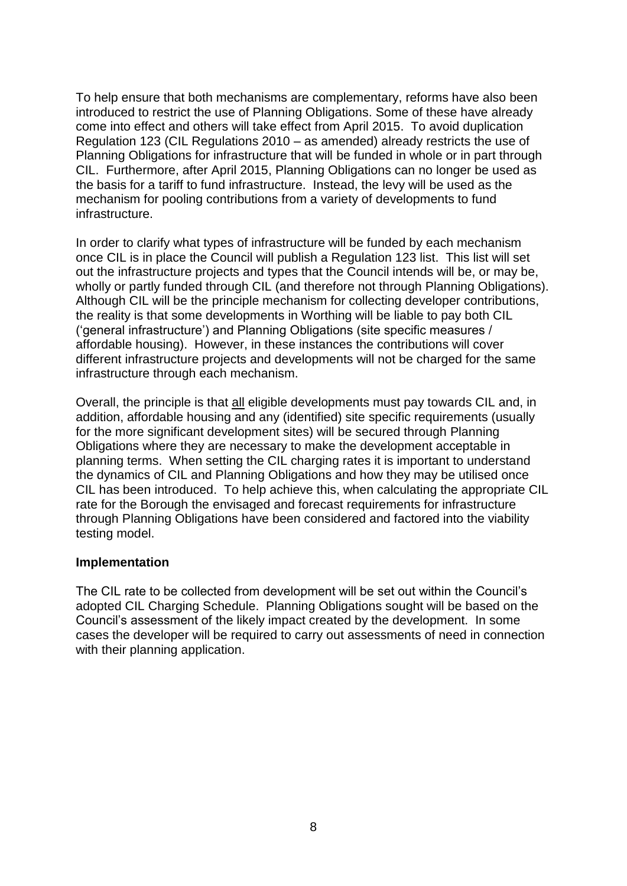To help ensure that both mechanisms are complementary, reforms have also been introduced to restrict the use of Planning Obligations. Some of these have already come into effect and others will take effect from April 2015. To avoid duplication Regulation 123 (CIL Regulations 2010 – as amended) already restricts the use of Planning Obligations for infrastructure that will be funded in whole or in part through CIL. Furthermore, after April 2015, Planning Obligations can no longer be used as the basis for a tariff to fund infrastructure. Instead, the levy will be used as the mechanism for pooling contributions from a variety of developments to fund infrastructure.

In order to clarify what types of infrastructure will be funded by each mechanism once CIL is in place the Council will publish a Regulation 123 list. This list will set out the infrastructure projects and types that the Council intends will be, or may be, wholly or partly funded through CIL (and therefore not through Planning Obligations). Although CIL will be the principle mechanism for collecting developer contributions, the reality is that some developments in Worthing will be liable to pay both CIL ('general infrastructure') and Planning Obligations (site specific measures / affordable housing). However, in these instances the contributions will cover different infrastructure projects and developments will not be charged for the same infrastructure through each mechanism.

Overall, the principle is that <u>all</u> eligible developments must pay towards CIL and, in addition, affordable housing and any (identified) site specific requirements (usually for the more significant development sites) will be secured through Planning Obligations where they are necessary to make the development acceptable in planning terms. When setting the CIL charging rates it is important to understand the dynamics of CIL and Planning Obligations and how they may be utilised once CIL has been introduced. To help achieve this, when calculating the appropriate CIL rate for the Borough the envisaged and forecast requirements for infrastructure through Planning Obligations have been considered and factored into the viability testing model.

**Implementation**

The CIL rate to be collected from development will be set out within the Council's adopted CIL Charging Schedule. Planning Obligations sought will be based on the Council's assessment of the likely impact created by the development. In some cases the developer will be required to carry out assessments of need in connection with their planning application.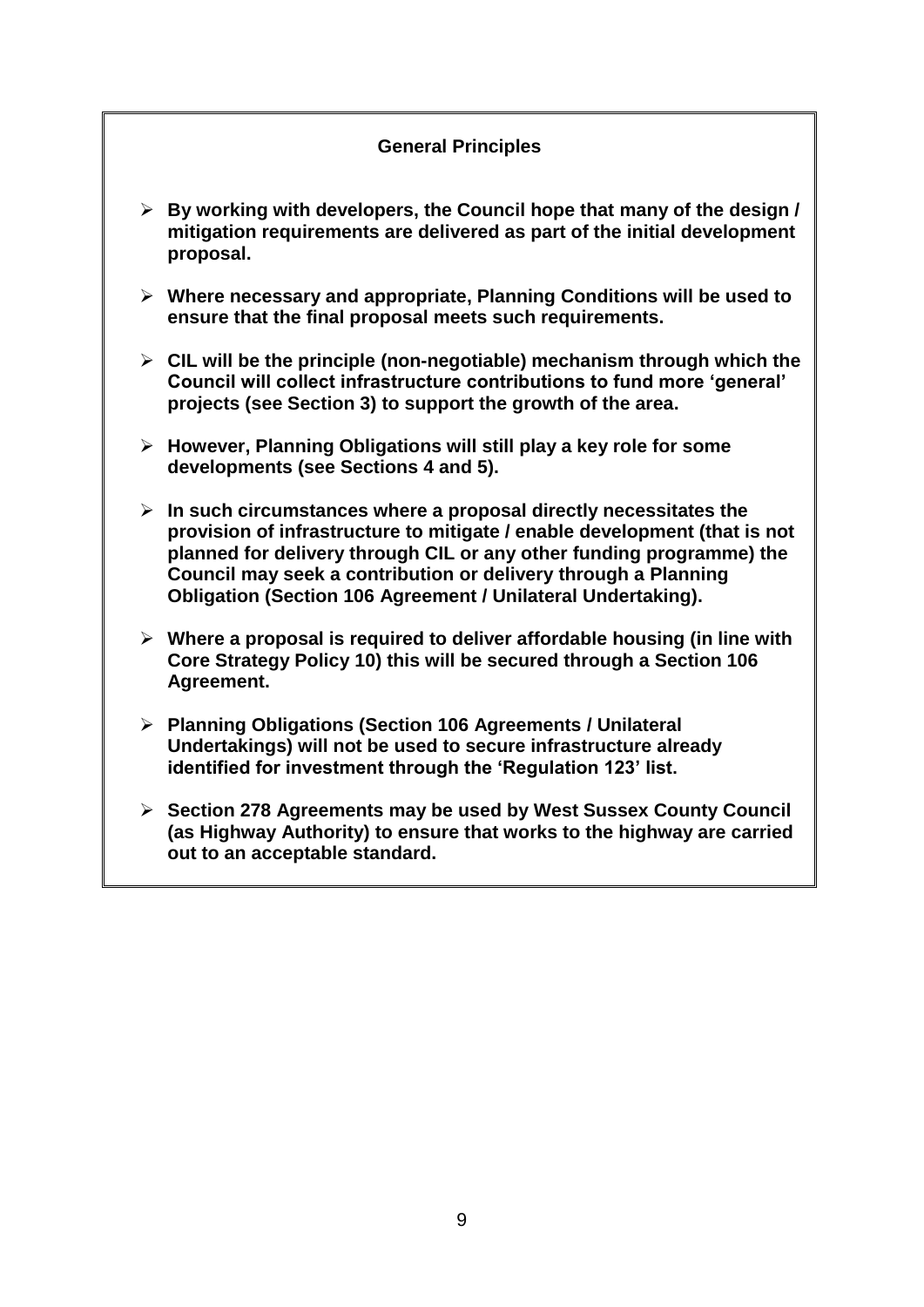**General Principles**

- **By working with developers, the Council hope that many of the design / mitigation requirements are delivered as part of the initial development proposal.**
- **Where necessary and appropriate, Planning Conditions will be used to ensure that the final proposal meets such requirements.**
- **CIL will be the principle (non-negotiable) mechanism through which the Council will collect infrastructure contributions to fund more 'general' projects (see Section 3) to support the growth of the area.**
- **However, Planning Obligations will still play a key role for some developments (see Sections 4 and 5).**
- **In such circumstances where a proposal directly necessitates the provision of infrastructure to mitigate / enable development (that is not planned for delivery through CIL or any other funding programme) the Council may seek a contribution or delivery through a Planning Obligation (Section 106 Agreement / Unilateral Undertaking).**
- **Where a proposal is required to deliver affordable housing (in line with Core Strategy Policy 10) this will be secured through a Section 106 Agreement.**
- **Planning Obligations (Section 106 Agreements / Unilateral Undertakings) will not be used to secure infrastructure already identified for investment through the 'Regulation 123' list.**
- **Section 278 Agreements may be used by West Sussex County Council (as Highway Authority) to ensure that works to the highway are carried out to an acceptable standard.**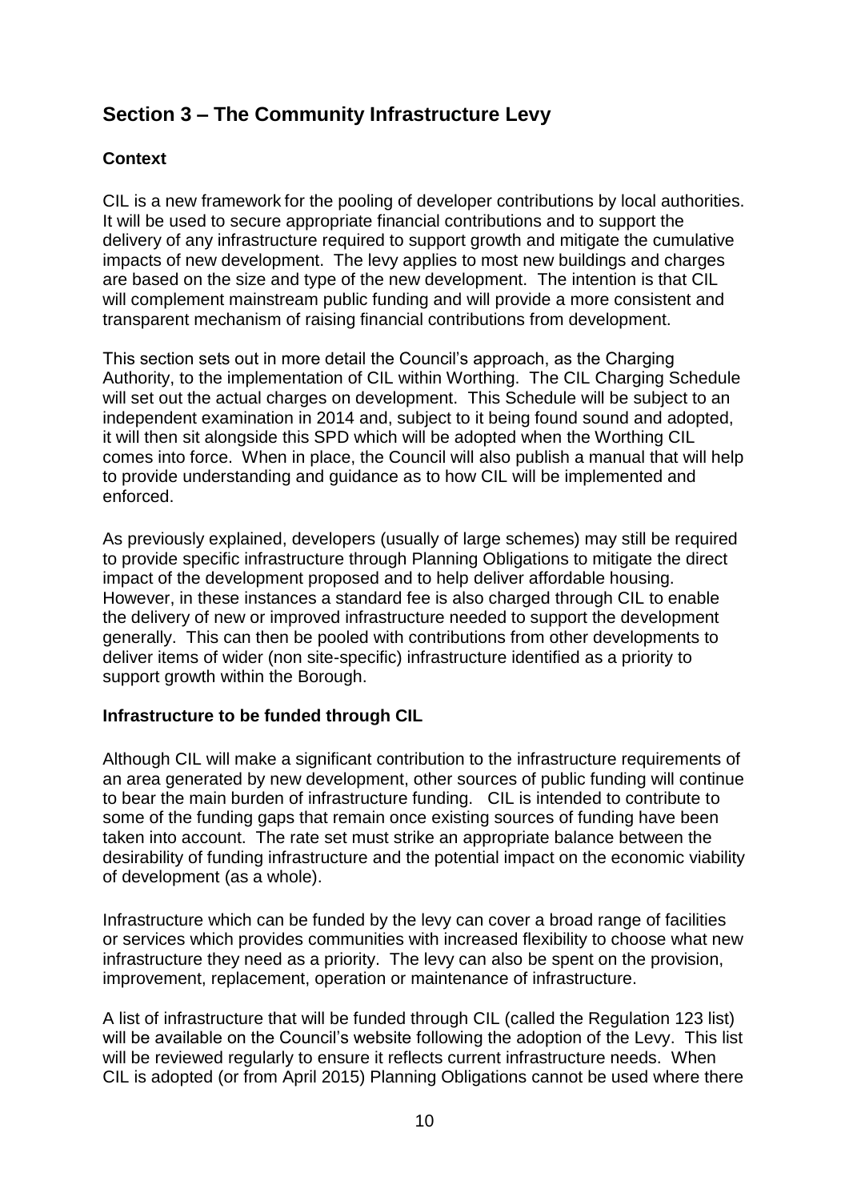## Section 3 – The Community Infrastructure Levy

### Context

CIL is a new framework for the pooling of developer contributions by local authorities. It will be used to secure appropriate financial contributions and to support the delivery of any infrastructure required to support growth and mitigate the cumulative impacts of new development. The levy applies to most new buildings and charges are based on the size and type of the new development. The intention is that CIL will complement mainstream public funding and will provide a more consistent and transparent mechanism of raising financial contributions from development.

This section sets out in more detail the Council's approach, as the Charging Authority, to the implementation of CIL within Worthing. The CIL Charging Schedule will set out the actual charges on development. This Schedule will be subject to an independent examination in 2014 and, subject to it being found sound and adopted, it will then sit alongside this SPD which will be adopted when the Worthing CIL comes into force. When in place, the Council will also publish a manual that will help to provide understanding and guidance as to how CIL will be implemented and enforced.

As previously explained, developers (usually of large schemes) may still be required to provide specific infrastructure through Planning Obligations to mitigate the direct impact of the development proposed and to help deliver affordable housing. However, in these instances a standard fee is also charged through CIL to enable the delivery of new or improved infrastructure needed to support the development generally. This can then be pooled with contributions from other developments to deliver items of wider (non site-specific) infrastructure identified as a priority to support growth within the Borough.

### Infrastructure to be funded through CIL

Although CIL will make a significant contribution to the infrastructure requirements of an area generated by new development, other sources of public funding will continue to bear the main burden of infrastructure funding. CIL is intended to contribute to some of the funding gaps that remain once existing sources of funding have been taken into account. The rate set must strike an appropriate balance between the desirability of funding infrastructure and the potential impact on the economic viability of development (as a whole).

Infrastructure which can be funded by the levy can cover a broad range of facilities or services which provides communities with increased flexibility to choose what new infrastructure they need as a priority. The levy can also be spent on the provision, improvement, replacement, operation or maintenance of infrastructure.

A list of infrastructure that will be funded through CIL (called the Regulation 123 list) will be available on the Council's website following the adoption of the Levy. This list will be reviewed regularly to ensure it reflects current infrastructure needs. When CIL is adopted (or from April 2015) Planning Obligations cannot be used where there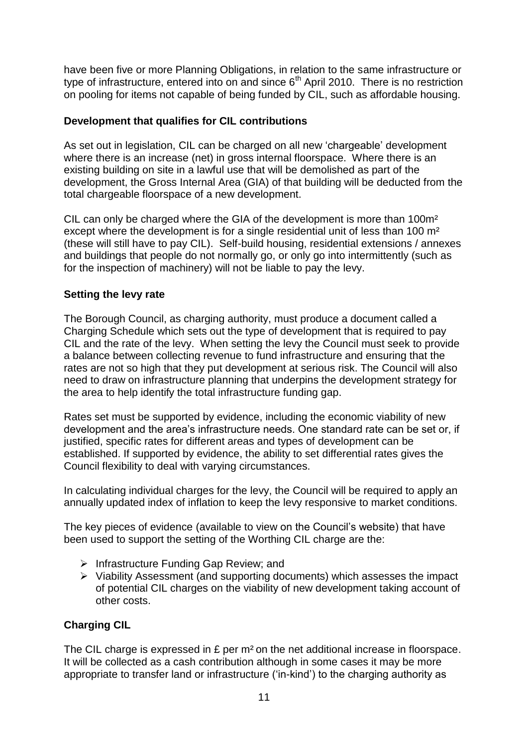have been five or more Planning Obligations, in relation to the same infrastructure or type of infrastructure, entered into on and since 6th April 2010. There is no restriction on pooling for items not capable of being funded by CIL, such as affordable housing.

**Development that qualifies for CIL contributions**

As set out in legislation, CIL can be charged on all new 'chargeable' development where there is an increase (net) in gross internal floorspace. Where there is an existing building on site in a lawful use that will be demolished as part of the development, the Gross Internal Area (GIA) of that building will be deducted from the total chargeable floorspace of a new development.

CIL can only be charged where the GIA of the development is more than 100m² except where the development is for a single residential unit of less than 100 m² (these will still have to pay CIL). Self-build housing, residential extensions / annexes and buildings that people do not normally go, or only go into intermittently (such as for the inspection of machinery) will not be liable to pay the levy.

**Setting the levy rate**

The Borough Council, as charging authority, must produce a document called a Charging Schedule which sets out the type of development that is required to pay CIL and the rate of the levy. When setting the levy the Council must seek to provide a balance between collecting revenue to fund infrastructure and ensuring that the rates are not so high that they put development at serious risk. The Council will also need to draw on infrastructure planning that underpins the development strategy for the area to help identify the total infrastructure funding gap.

Rates set must be supported by evidence, including the economic viability of new development and the area's infrastructure needs. One standard rate can be set or, if justified, specific rates for different areas and types of development can be established. If supported by evidence, the ability to set differential rates gives the Council flexibility to deal with varying circumstances.

In calculating individual charges for the levy, the Council will be required to apply an annually updated index of inflation to keep the levy responsive to market conditions.

The key pieces of evidence (available to view on the Council's website) that have been used to support the setting of the Worthing CIL charge are the:

- Infrastructure Funding Gap Review; and
- Viability Assessment (and supporting documents) which assesses the impact of potential CIL charges on the viability of new development taking account of other costs.

**Charging CIL**

The CIL charge is expressed in £ per m² on the net additional increase in floorspace. It will be collected as a cash contribution although in some cases it may be more appropriate to transfer land or infrastructure ('in-kind') to the charging authority as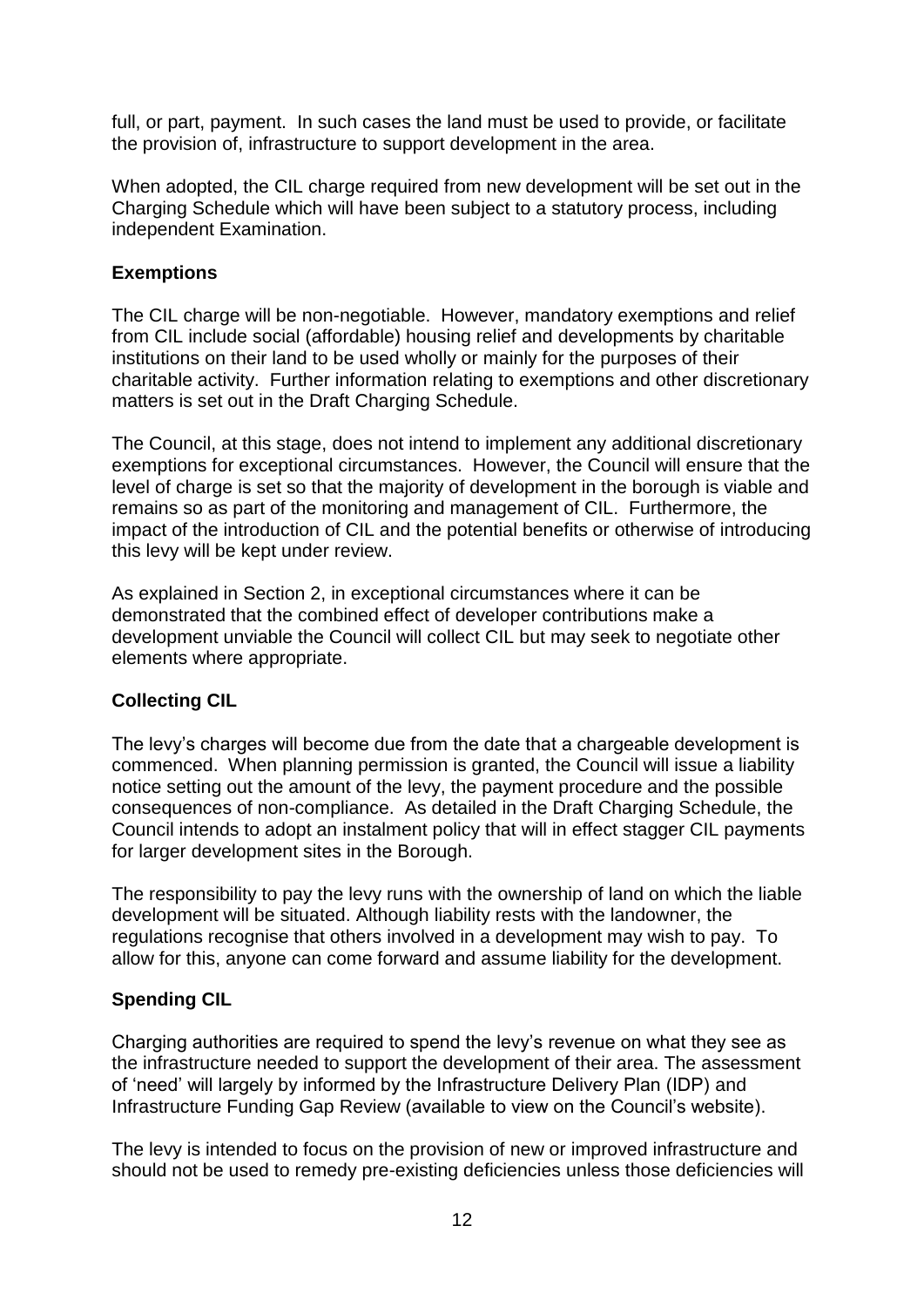full, or part, payment. In such cases the land must be used to provide, or facilitate the provision of, infrastructure to support development in the area.

When adopted, the CIL charge required from new development will be set out in the Charging Schedule which will have been subject to a statutory process, including independent Examination.

**Exemptions**

The CIL charge will be non-negotiable. However, mandatory exemptions and relief from CIL include social (affordable) housing relief and developments by charitable institutions on their land to be used wholly or mainly for the purposes of their charitable activity. Further information relating to exemptions and other discretionary matters is set out in the Draft Charging Schedule.

The Council, at this stage, does not intend to implement any additional discretionary exemptions for exceptional circumstances. However, the Council will ensure that the level of charge is set so that the majority of development in the borough is viable and remains so as part of the monitoring and management of CIL. Furthermore, the impact of the introduction of CIL and the potential benefits or otherwise of introducing this levy will be kept under review.

As explained in Section 2, in exceptional circumstances where it can be demonstrated that the combined effect of developer contributions make a development unviable the Council will collect CIL but may seek to negotiate other elements where appropriate.

**Collecting CIL**

The levy's charges will become due from the date that a chargeable development is commenced. When planning permission is granted, the Council will issue a liability notice setting out the amount of the levy, the payment procedure and the possible consequences of non-compliance. As detailed in the Draft Charging Schedule, the Council intends to adopt an instalment policy that will in effect stagger CIL payments for larger development sites in the Borough.

The responsibility to pay the levy runs with the ownership of land on which the liable development will be situated. Although liability rests with the landowner, the regulations recognise that others involved in a development may wish to pay. To allow for this, anyone can come forward and assume liability for the development.

**Spending CIL**

Charging authorities are required to spend the levy's revenue on what they see as the infrastructure needed to support the development of their area. The assessment of 'need' will largely by informed by the Infrastructure Delivery Plan (IDP) and Infrastructure Funding Gap Review (available to view on the Council's website).

The levy is intended to focus on the provision of new or improved infrastructure and should not be used to remedy pre-existing deficiencies unless those deficiencies will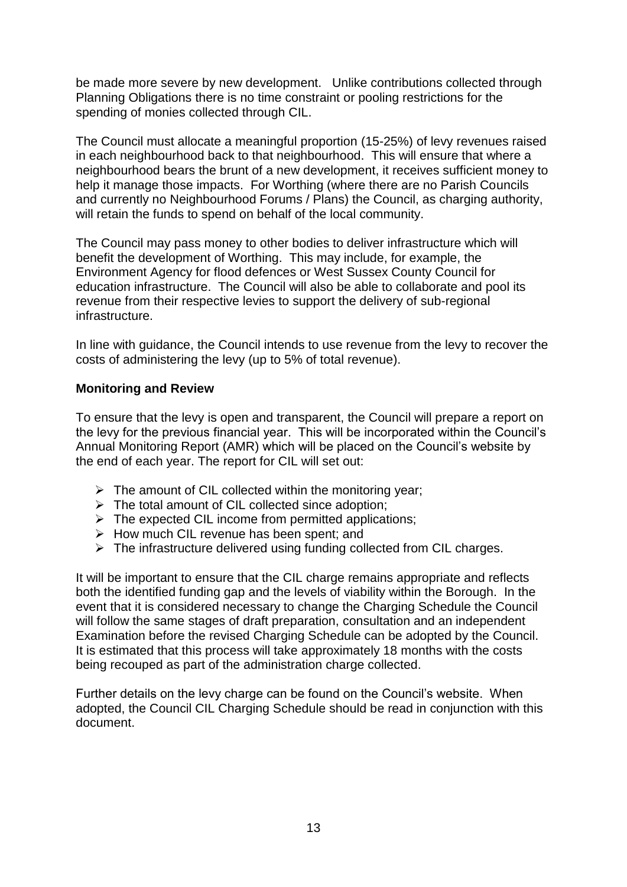be made more severe by new development. Unlike contributions collected through Planning Obligations there is no time constraint or pooling restrictions for the spending of monies collected through CIL.

The Council must allocate a meaningful proportion (15-25%) of levy revenues raised in each neighbourhood back to that neighbourhood. This will ensure that where a neighbourhood bears the brunt of a new development, it receives sufficient money to help it manage those impacts. For Worthing (where there are no Parish Councils and currently no Neighbourhood Forums / Plans) the Council, as charging authority, will retain the funds to spend on behalf of the local community.

The Council may pass money to other bodies to deliver infrastructure which will benefit the development of Worthing. This may include, for example, the Environment Agency for flood defences or West Sussex County Council for education infrastructure. The Council will also be able to collaborate and pool its revenue from their respective levies to support the delivery of sub-regional infrastructure.

In line with guidance, the Council intends to use revenue from the levy to recover the costs of administering the levy (up to 5% of total revenue).

**Monitoring and Review**

To ensure that the levy is open and transparent, the Council will prepare a report on the levy for the previous financial year. This will be incorporated within the Council's Annual Monitoring Report (AMR) which will be placed on the Council's website by the end of each year. The report for CIL will set out:

- The amount of CIL collected within the monitoring year;
- The total amount of CIL collected since adoption;
- The expected CIL income from permitted applications;
- How much CIL revenue has been spent; and
- The infrastructure delivered using funding collected from CIL charges.

It will be important to ensure that the CIL charge remains appropriate and reflects both the identified funding gap and the levels of viability within the Borough. In the event that it is considered necessary to change the Charging Schedule the Council will follow the same stages of draft preparation, consultation and an independent Examination before the revised Charging Schedule can be adopted by the Council. It is estimated that this process will take approximately 18 months with the costs being recouped as part of the administration charge collected.

Further details on the levy charge can be found on the Council's website. When adopted, the Council CIL Charging Schedule should be read in conjunction with this document.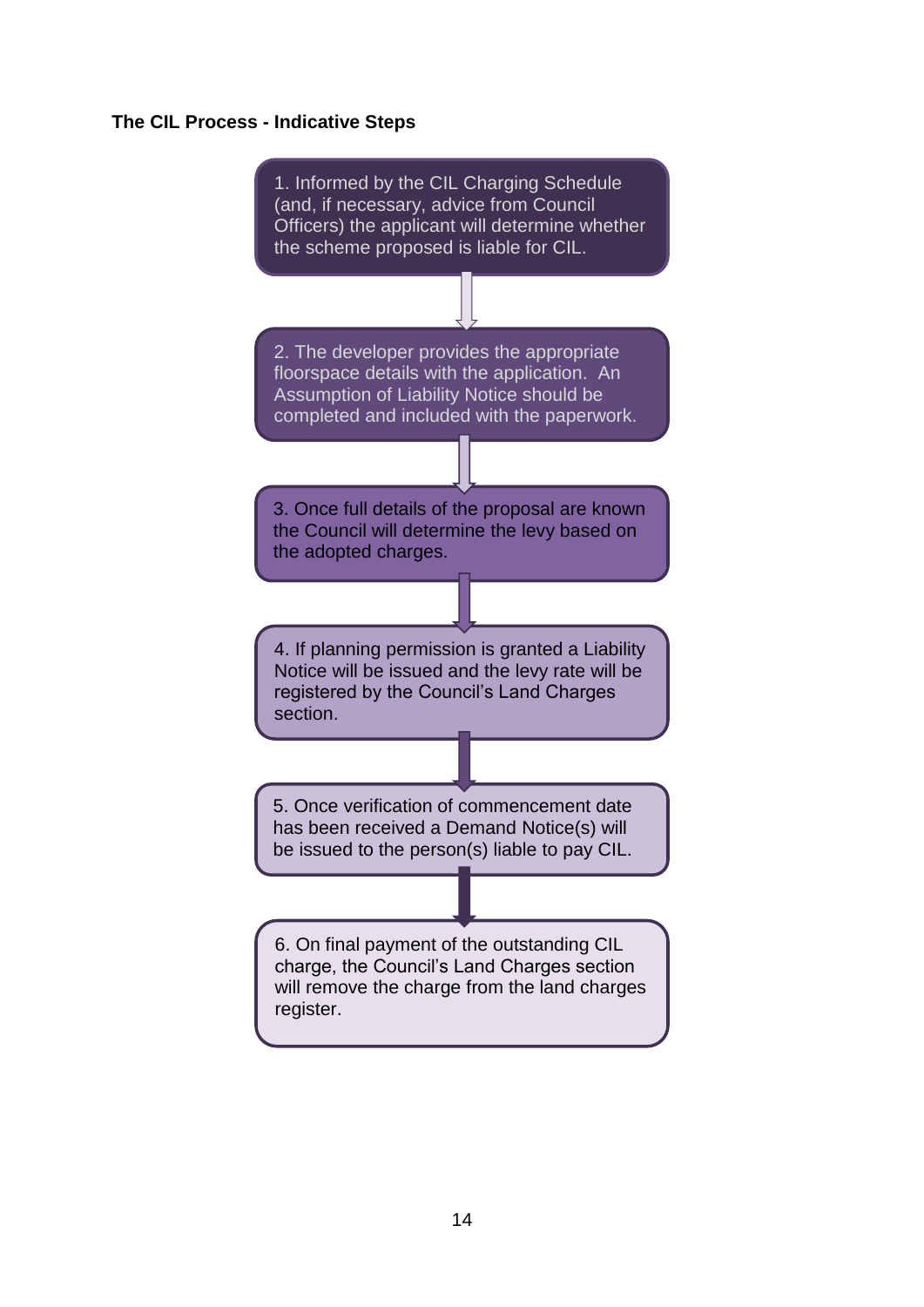**The CIL Process - Indicative Steps**

1. Informed by the CIL Charging Schedule (and, if necessary, advice from Council Officers) the applicant will determine whether the scheme proposed is liable for CIL.

↓

2. The developer provides the appropriate floorspace details with the application. An Assumption of Liability Notice should be completed and included with the paperwork.

↓

3. Once full details of the proposal are known the Council will determine the levy based on the adopted charges.

↓

4. If planning permission is granted a Liability Notice will be issued and the levy rate will be registered by the Council's Land Charges section.

↓

5. Once verification of commencement date has been received a Demand Notice(s) will be issued to the person(s) liable to pay CIL.

↓

6. On final payment of the outstanding CIL charge, the Council's Land Charges section will remove the charge from the land charges register.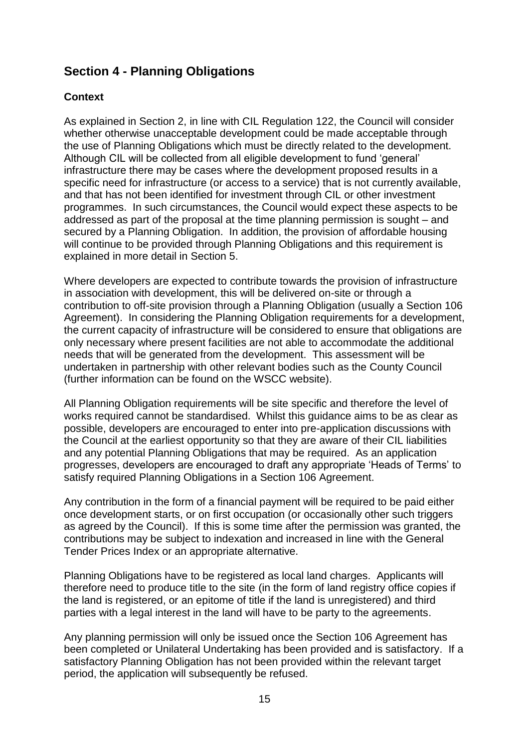## Section 4 - Planning Obligations

### Context

As explained in Section 2, in line with CIL Regulation 122, the Council will consider whether otherwise unacceptable development could be made acceptable through the use of Planning Obligations which must be directly related to the development. Although CIL will be collected from all eligible development to fund 'general' infrastructure there may be cases where the development proposed results in a specific need for infrastructure (or access to a service) that is not currently available, and that has not been identified for investment through CIL or other investment programmes. In such circumstances, the Council would expect these aspects to be addressed as part of the proposal at the time planning permission is sought – and secured by a Planning Obligation. In addition, the provision of affordable housing will continue to be provided through Planning Obligations and this requirement is explained in more detail in Section 5.

Where developers are expected to contribute towards the provision of infrastructure in association with development, this will be delivered on-site or through a contribution to off-site provision through a Planning Obligation (usually a Section 106 Agreement). In considering the Planning Obligation requirements for a development, the current capacity of infrastructure will be considered to ensure that obligations are only necessary where present facilities are not able to accommodate the additional needs that will be generated from the development. This assessment will be undertaken in partnership with other relevant bodies such as the County Council (further information can be found on the WSCC website).

All Planning Obligation requirements will be site specific and therefore the level of works required cannot be standardised. Whilst this guidance aims to be as clear as possible, developers are encouraged to enter into pre-application discussions with the Council at the earliest opportunity so that they are aware of their CIL liabilities and any potential Planning Obligations that may be required. As an application progresses, developers are encouraged to draft any appropriate 'Heads of Terms' to satisfy required Planning Obligations in a Section 106 Agreement.

Any contribution in the form of a financial payment will be required to be paid either once development starts, or on first occupation (or occasionally other such triggers as agreed by the Council). If this is some time after the permission was granted, the contributions may be subject to indexation and increased in line with the General Tender Prices Index or an appropriate alternative.

Planning Obligations have to be registered as local land charges. Applicants will therefore need to produce title to the site (in the form of land registry office copies if the land is registered, or an epitome of title if the land is unregistered) and third parties with a legal interest in the land will have to be party to the agreements.

Any planning permission will only be issued once the Section 106 Agreement has been completed or Unilateral Undertaking has been provided and is satisfactory. If a satisfactory Planning Obligation has not been provided within the relevant target period, the application will subsequently be refused.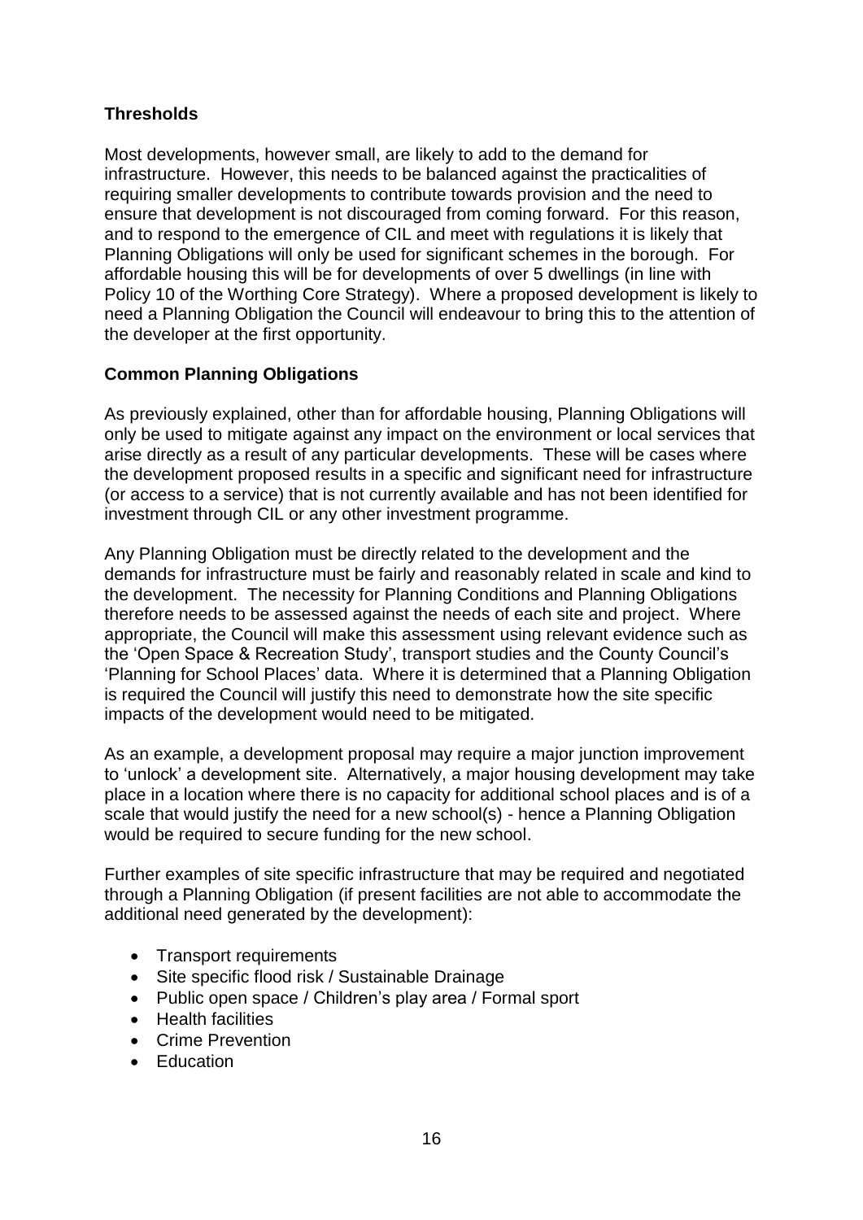## Thresholds

Most developments, however small, are likely to add to the demand for infrastructure. However, this needs to be balanced against the practicalities of requiring smaller developments to contribute towards provision and the need to ensure that development is not discouraged from coming forward. For this reason, and to respond to the emergence of CIL and meet with regulations it is likely that Planning Obligations will only be used for significant schemes in the borough. For affordable housing this will be for developments of over 5 dwellings (in line with Policy 10 of the Worthing Core Strategy). Where a proposed development is likely to need a Planning Obligation the Council will endeavour to bring this to the attention of the developer at the first opportunity.

## Common Planning Obligations

As previously explained, other than for affordable housing, Planning Obligations will only be used to mitigate against any impact on the environment or local services that arise directly as a result of any particular developments. These will be cases where the development proposed results in a specific and significant need for infrastructure (or access to a service) that is not currently available and has not been identified for investment through CIL or any other investment programme.

Any Planning Obligation must be directly related to the development and the demands for infrastructure must be fairly and reasonably related in scale and kind to the development. The necessity for Planning Conditions and Planning Obligations therefore needs to be assessed against the needs of each site and project. Where appropriate, the Council will make this assessment using relevant evidence such as the 'Open Space & Recreation Study', transport studies and the County Council's 'Planning for School Places' data. Where it is determined that a Planning Obligation is required the Council will justify this need to demonstrate how the site specific impacts of the development would need to be mitigated.

As an example, a development proposal may require a major junction improvement to 'unlock' a development site. Alternatively, a major housing development may take place in a location where there is no capacity for additional school places and is of a scale that would justify the need for a new school(s) - hence a Planning Obligation would be required to secure funding for the new school.

Further examples of site specific infrastructure that may be required and negotiated through a Planning Obligation (if present facilities are not able to accommodate the additional need generated by the development):

- Transport requirements
- Site specific flood risk / Sustainable Drainage
- Public open space / Children's play area / Formal sport
- Health facilities
- Crime Prevention
- Education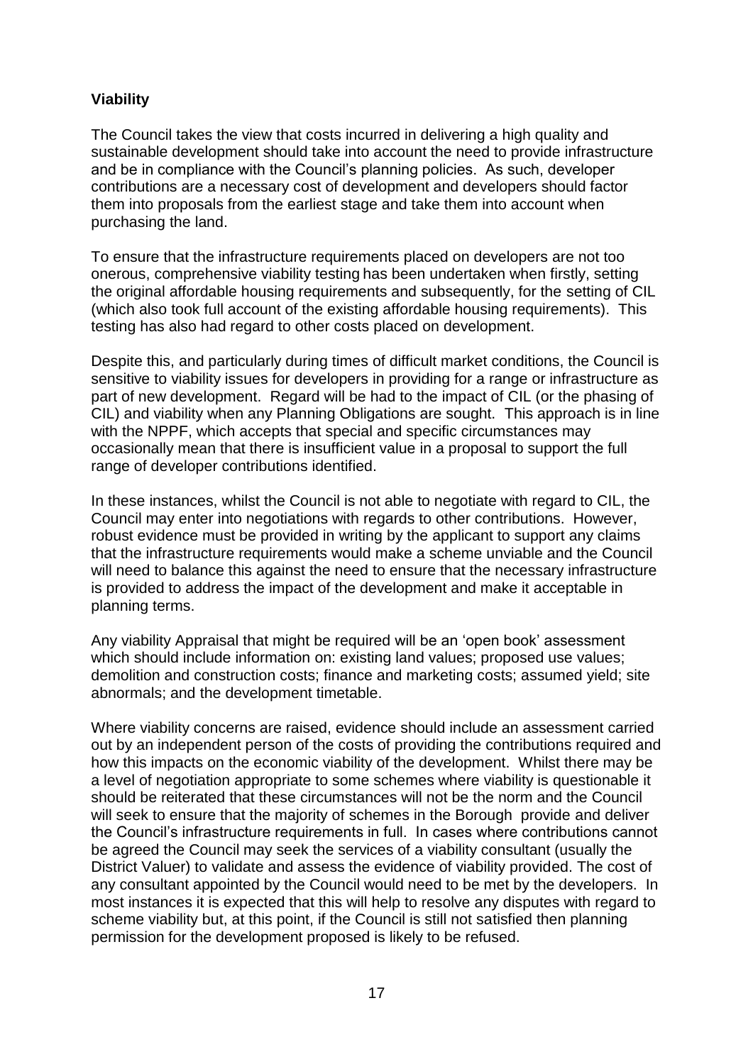**Viability**

The Council takes the view that costs incurred in delivering a high quality and sustainable development should take into account the need to provide infrastructure and be in compliance with the Council's planning policies. As such, developer contributions are a necessary cost of development and developers should factor them into proposals from the earliest stage and take them into account when purchasing the land.

To ensure that the infrastructure requirements placed on developers are not too onerous, comprehensive viability testing has been undertaken when firstly, setting the original affordable housing requirements and subsequently, for the setting of CIL (which also took full account of the existing affordable housing requirements). This testing has also had regard to other costs placed on development.

Despite this, and particularly during times of difficult market conditions, the Council is sensitive to viability issues for developers in providing for a range or infrastructure as part of new development. Regard will be had to the impact of CIL (or the phasing of CIL) and viability when any Planning Obligations are sought. This approach is in line with the NPPF, which accepts that special and specific circumstances may occasionally mean that there is insufficient value in a proposal to support the full range of developer contributions identified.

In these instances, whilst the Council is not able to negotiate with regard to CIL, the Council may enter into negotiations with regards to other contributions. However, robust evidence must be provided in writing by the applicant to support any claims that the infrastructure requirements would make a scheme unviable and the Council will need to balance this against the need to ensure that the necessary infrastructure is provided to address the impact of the development and make it acceptable in planning terms.

Any viability Appraisal that might be required will be an 'open book' assessment which should include information on: existing land values; proposed use values; demolition and construction costs; finance and marketing costs; assumed yield; site abnormals; and the development timetable.

Where viability concerns are raised, evidence should include an assessment carried out by an independent person of the costs of providing the contributions required and how this impacts on the economic viability of the development. Whilst there may be a level of negotiation appropriate to some schemes where viability is questionable it should be reiterated that these circumstances will not be the norm and the Council will seek to ensure that the majority of schemes in the Borough provide and deliver the Council's infrastructure requirements in full. In cases where contributions cannot be agreed the Council may seek the services of a viability consultant (usually the District Valuer) to validate and assess the evidence of viability provided. The cost of any consultant appointed by the Council would need to be met by the developers. In most instances it is expected that this will help to resolve any disputes with regard to scheme viability but, at this point, if the Council is still not satisfied then planning permission for the development proposed is likely to be refused.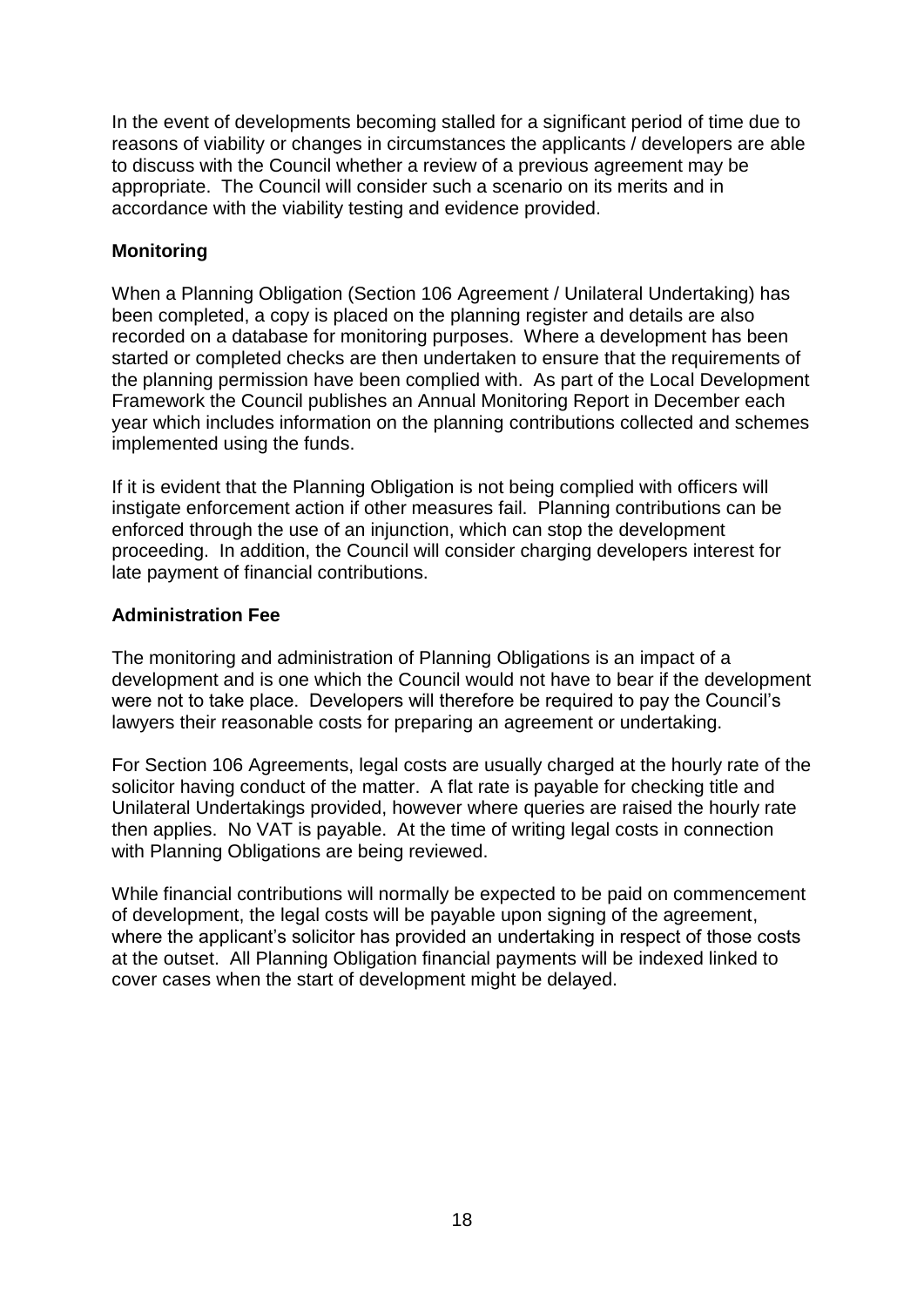In the event of developments becoming stalled for a significant period of time due to reasons of viability or changes in circumstances the applicants / developers are able to discuss with the Council whether a review of a previous agreement may be appropriate. The Council will consider such a scenario on its merits and in accordance with the viability testing and evidence provided.

**Monitoring**

When a Planning Obligation (Section 106 Agreement / Unilateral Undertaking) has been completed, a copy is placed on the planning register and details are also recorded on a database for monitoring purposes. Where a development has been started or completed checks are then undertaken to ensure that the requirements of the planning permission have been complied with. As part of the Local Development Framework the Council publishes an Annual Monitoring Report in December each year which includes information on the planning contributions collected and schemes implemented using the funds.

If it is evident that the Planning Obligation is not being complied with officers will instigate enforcement action if other measures fail. Planning contributions can be enforced through the use of an injunction, which can stop the development proceeding. In addition, the Council will consider charging developers interest for late payment of financial contributions.

**Administration Fee**

The monitoring and administration of Planning Obligations is an impact of a development and is one which the Council would not have to bear if the development were not to take place. Developers will therefore be required to pay the Council's lawyers their reasonable costs for preparing an agreement or undertaking.

For Section 106 Agreements, legal costs are usually charged at the hourly rate of the solicitor having conduct of the matter. A flat rate is payable for checking title and Unilateral Undertakings provided, however where queries are raised the hourly rate then applies. No VAT is payable. At the time of writing legal costs in connection with Planning Obligations are being reviewed.

While financial contributions will normally be expected to be paid on commencement of development, the legal costs will be payable upon signing of the agreement, where the applicant's solicitor has provided an undertaking in respect of those costs at the outset. All Planning Obligation financial payments will be indexed linked to cover cases when the start of development might be delayed.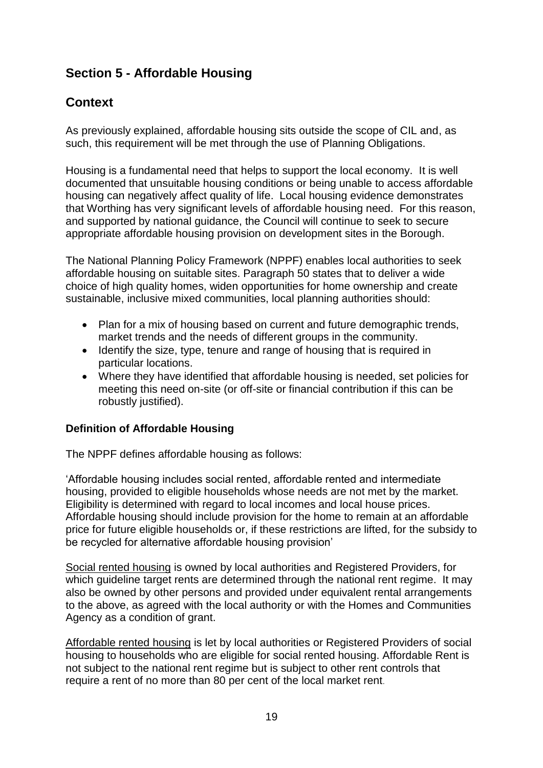## Section 5 - Affordable Housing

## Context

As previously explained, affordable housing sits outside the scope of CIL and, as such, this requirement will be met through the use of Planning Obligations.

Housing is a fundamental need that helps to support the local economy. It is well documented that unsuitable housing conditions or being unable to access affordable housing can negatively affect quality of life. Local housing evidence demonstrates that Worthing has very significant levels of affordable housing need. For this reason, and supported by national guidance, the Council will continue to seek to secure appropriate affordable housing provision on development sites in the Borough.

The National Planning Policy Framework (NPPF) enables local authorities to seek affordable housing on suitable sites. Paragraph 50 states that to deliver a wide choice of high quality homes, widen opportunities for home ownership and create sustainable, inclusive mixed communities, local planning authorities should:

- Plan for a mix of housing based on current and future demographic trends, market trends and the needs of different groups in the community.
- Identify the size, type, tenure and range of housing that is required in particular locations.
- Where they have identified that affordable housing is needed, set policies for meeting this need on-site (or off-site or financial contribution if this can be robustly justified).

**Definition of Affordable Housing**

The NPPF defines affordable housing as follows:

'Affordable housing includes social rented, affordable rented and intermediate housing, provided to eligible households whose needs are not met by the market. Eligibility is determined with regard to local incomes and local house prices. Affordable housing should include provision for the home to remain at an affordable price for future eligible households or, if these restrictions are lifted, for the subsidy to be recycled for alternative affordable housing provision'

Social rented housing is owned by local authorities and Registered Providers, for which guideline target rents are determined through the national rent regime. It may also be owned by other persons and provided under equivalent rental arrangements to the above, as agreed with the local authority or with the Homes and Communities Agency as a condition of grant.

Affordable rented housing is let by local authorities or Registered Providers of social housing to households who are eligible for social rented housing. Affordable Rent is not subject to the national rent regime but is subject to other rent controls that require a rent of no more than 80 per cent of the local market rent.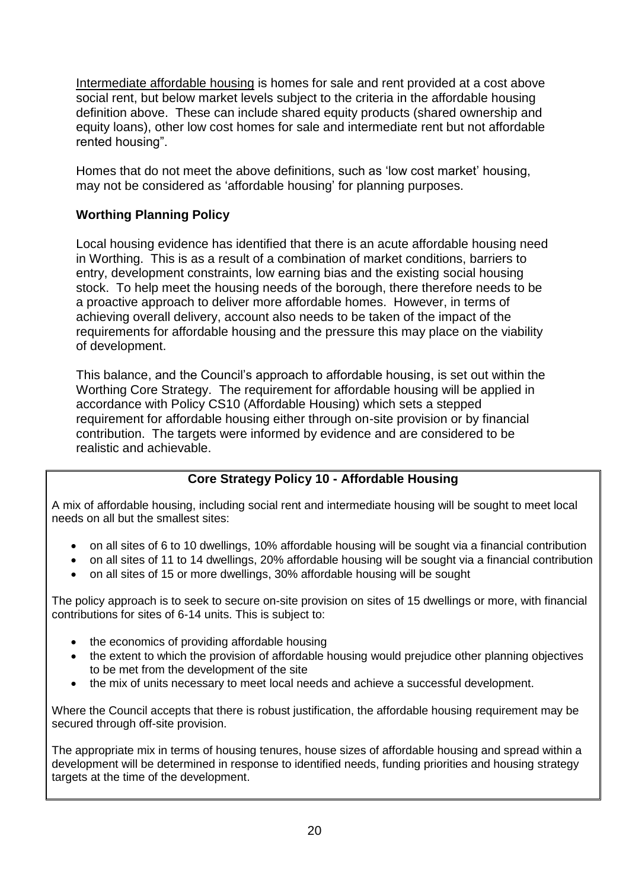Intermediate affordable housing is homes for sale and rent provided at a cost above social rent, but below market levels subject to the criteria in the affordable housing definition above. These can include shared equity products (shared ownership and equity loans), other low cost homes for sale and intermediate rent but not affordable rented housing".

Homes that do not meet the above definitions, such as 'low cost market' housing, may not be considered as 'affordable housing' for planning purposes.

### Worthing Planning Policy

Local housing evidence has identified that there is an acute affordable housing need in Worthing. This is as a result of a combination of market conditions, barriers to entry, development constraints, low earning bias and the existing social housing stock. To help meet the housing needs of the borough, there therefore needs to be a proactive approach to deliver more affordable homes. However, in terms of achieving overall delivery, account also needs to be taken of the impact of the requirements for affordable housing and the pressure this may place on the viability of development.

This balance, and the Council's approach to affordable housing, is set out within the Worthing Core Strategy. The requirement for affordable housing will be applied in accordance with Policy CS10 (Affordable Housing) which sets a stepped requirement for affordable housing either through on-site provision or by financial contribution. The targets were informed by evidence and are considered to be realistic and achievable.

**Core Strategy Policy 10 - Affordable Housing**

A mix of affordable housing, including social rent and intermediate housing will be sought to meet local needs on all but the smallest sites:

- on all sites of 6 to 10 dwellings, 10% affordable housing will be sought via a financial contribution
- on all sites of 11 to 14 dwellings, 20% affordable housing will be sought via a financial contribution
- on all sites of 15 or more dwellings, 30% affordable housing will be sought

The policy approach is to seek to secure on-site provision on sites of 15 dwellings or more, with financial contributions for sites of 6-14 units. This is subject to:

- the economics of providing affordable housing
- the extent to which the provision of affordable housing would prejudice other planning objectives to be met from the development of the site
- the mix of units necessary to meet local needs and achieve a successful development.

Where the Council accepts that there is robust justification, the affordable housing requirement may be secured through off-site provision.

The appropriate mix in terms of housing tenures, house sizes of affordable housing and spread within a development will be determined in response to identified needs, funding priorities and housing strategy targets at the time of the development.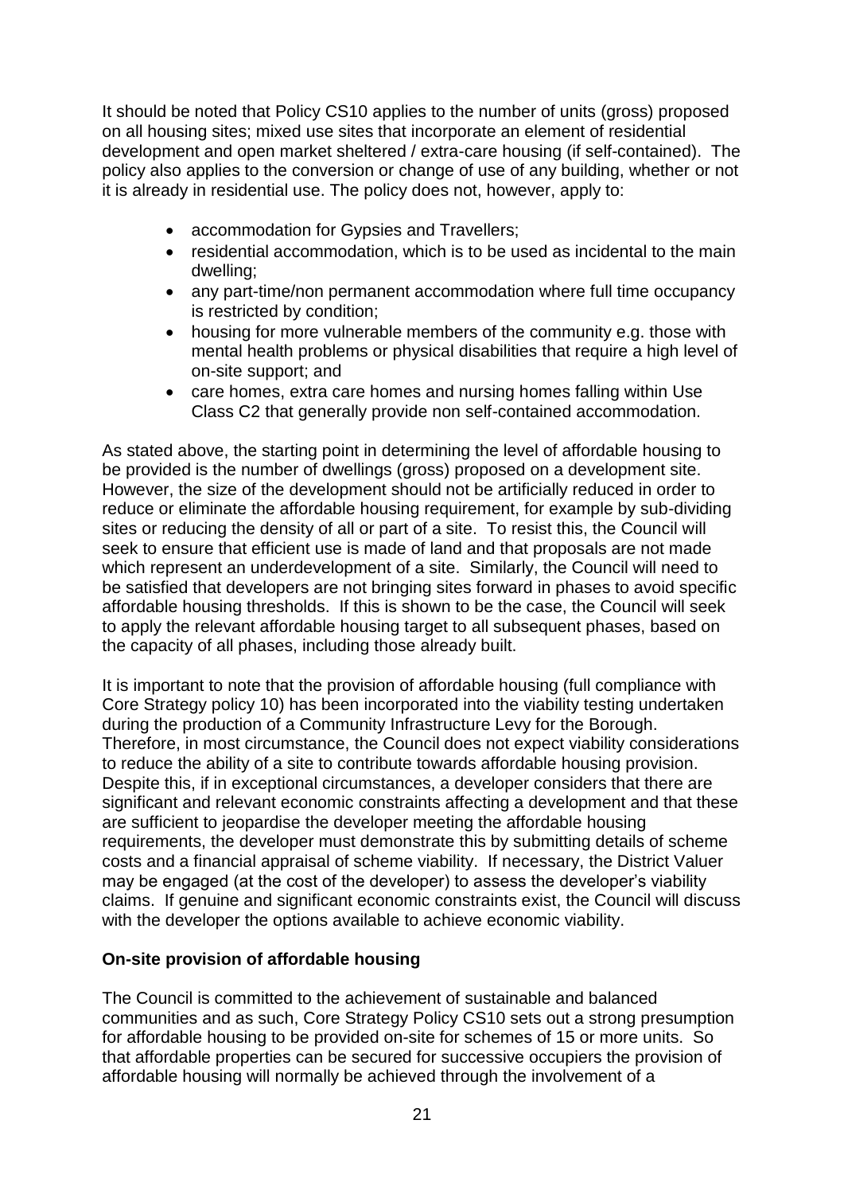It should be noted that Policy CS10 applies to the number of units (gross) proposed on all housing sites; mixed use sites that incorporate an element of residential development and open market sheltered / extra-care housing (if self-contained). The policy also applies to the conversion or change of use of any building, whether or not it is already in residential use. The policy does not, however, apply to:

- accommodation for Gypsies and Travellers;
- residential accommodation, which is to be used as incidental to the main dwelling;
- any part-time/non permanent accommodation where full time occupancy is restricted by condition;
- housing for more vulnerable members of the community e.g. those with mental health problems or physical disabilities that require a high level of on-site support; and
- care homes, extra care homes and nursing homes falling within Use Class C2 that generally provide non self-contained accommodation.

As stated above, the starting point in determining the level of affordable housing to be provided is the number of dwellings (gross) proposed on a development site. However, the size of the development should not be artificially reduced in order to reduce or eliminate the affordable housing requirement, for example by sub-dividing sites or reducing the density of all or part of a site. To resist this, the Council will seek to ensure that efficient use is made of land and that proposals are not made which represent an underdevelopment of a site. Similarly, the Council will need to be satisfied that developers are not bringing sites forward in phases to avoid specific affordable housing thresholds. If this is shown to be the case, the Council will seek to apply the relevant affordable housing target to all subsequent phases, based on the capacity of all phases, including those already built.

It is important to note that the provision of affordable housing (full compliance with Core Strategy policy 10) has been incorporated into the viability testing undertaken during the production of a Community Infrastructure Levy for the Borough. Therefore, in most circumstance, the Council does not expect viability considerations to reduce the ability of a site to contribute towards affordable housing provision. Despite this, if in exceptional circumstances, a developer considers that there are significant and relevant economic constraints affecting a development and that these are sufficient to jeopardise the developer meeting the affordable housing requirements, the developer must demonstrate this by submitting details of scheme costs and a financial appraisal of scheme viability. If necessary, the District Valuer may be engaged (at the cost of the developer) to assess the developer's viability claims. If genuine and significant economic constraints exist, the Council will discuss with the developer the options available to achieve economic viability.

**On-site provision of affordable housing**

The Council is committed to the achievement of sustainable and balanced communities and as such, Core Strategy Policy CS10 sets out a strong presumption for affordable housing to be provided on-site for schemes of 15 or more units. So that affordable properties can be secured for successive occupiers the provision of affordable housing will normally be achieved through the involvement of a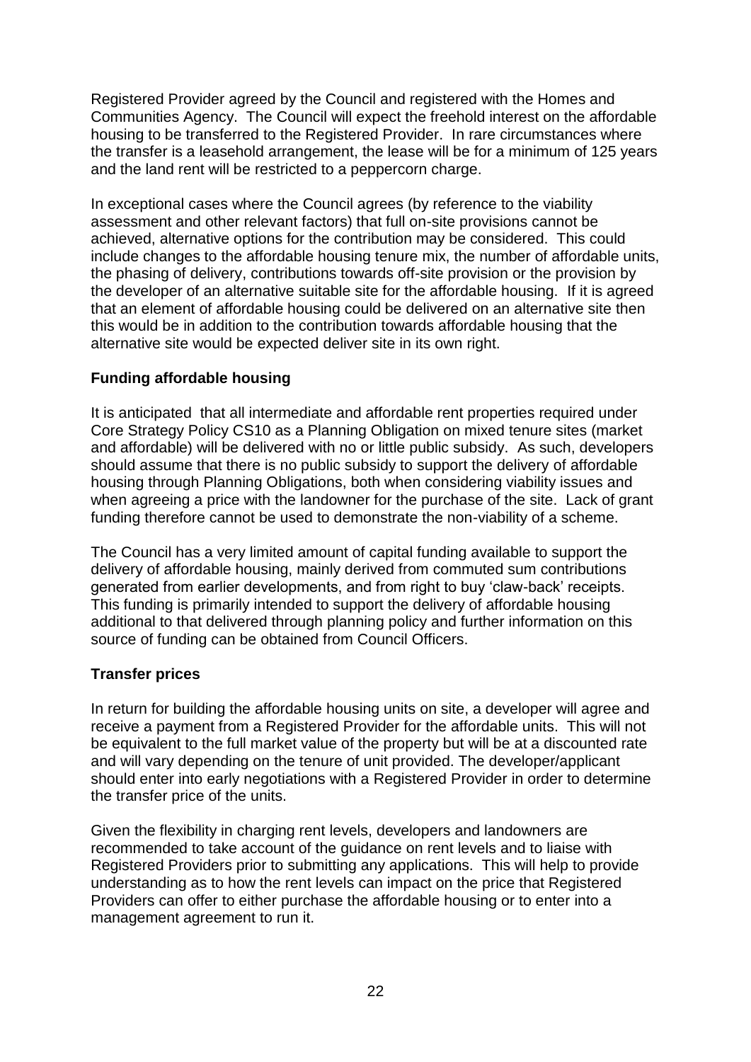Registered Provider agreed by the Council and registered with the Homes and Communities Agency. The Council will expect the freehold interest on the affordable housing to be transferred to the Registered Provider. In rare circumstances where the transfer is a leasehold arrangement, the lease will be for a minimum of 125 years and the land rent will be restricted to a peppercorn charge.

In exceptional cases where the Council agrees (by reference to the viability assessment and other relevant factors) that full on-site provisions cannot be achieved, alternative options for the contribution may be considered. This could include changes to the affordable housing tenure mix, the number of affordable units, the phasing of delivery, contributions towards off-site provision or the provision by the developer of an alternative suitable site for the affordable housing. If it is agreed that an element of affordable housing could be delivered on an alternative site then this would be in addition to the contribution towards affordable housing that the alternative site would be expected deliver site in its own right.

**Funding affordable housing**

It is anticipated that all intermediate and affordable rent properties required under Core Strategy Policy CS10 as a Planning Obligation on mixed tenure sites (market and affordable) will be delivered with no or little public subsidy. As such, developers should assume that there is no public subsidy to support the delivery of affordable housing through Planning Obligations, both when considering viability issues and when agreeing a price with the landowner for the purchase of the site. Lack of grant funding therefore cannot be used to demonstrate the non-viability of a scheme.

The Council has a very limited amount of capital funding available to support the delivery of affordable housing, mainly derived from commuted sum contributions generated from earlier developments, and from right to buy 'claw-back' receipts. This funding is primarily intended to support the delivery of affordable housing additional to that delivered through planning policy and further information on this source of funding can be obtained from Council Officers.

**Transfer prices**

In return for building the affordable housing units on site, a developer will agree and receive a payment from a Registered Provider for the affordable units. This will not be equivalent to the full market value of the property but will be at a discounted rate and will vary depending on the tenure of unit provided. The developer/applicant should enter into early negotiations with a Registered Provider in order to determine the transfer price of the units.

Given the flexibility in charging rent levels, developers and landowners are recommended to take account of the guidance on rent levels and to liaise with Registered Providers prior to submitting any applications. This will help to provide understanding as to how the rent levels can impact on the price that Registered Providers can offer to either purchase the affordable housing or to enter into a management agreement to run it.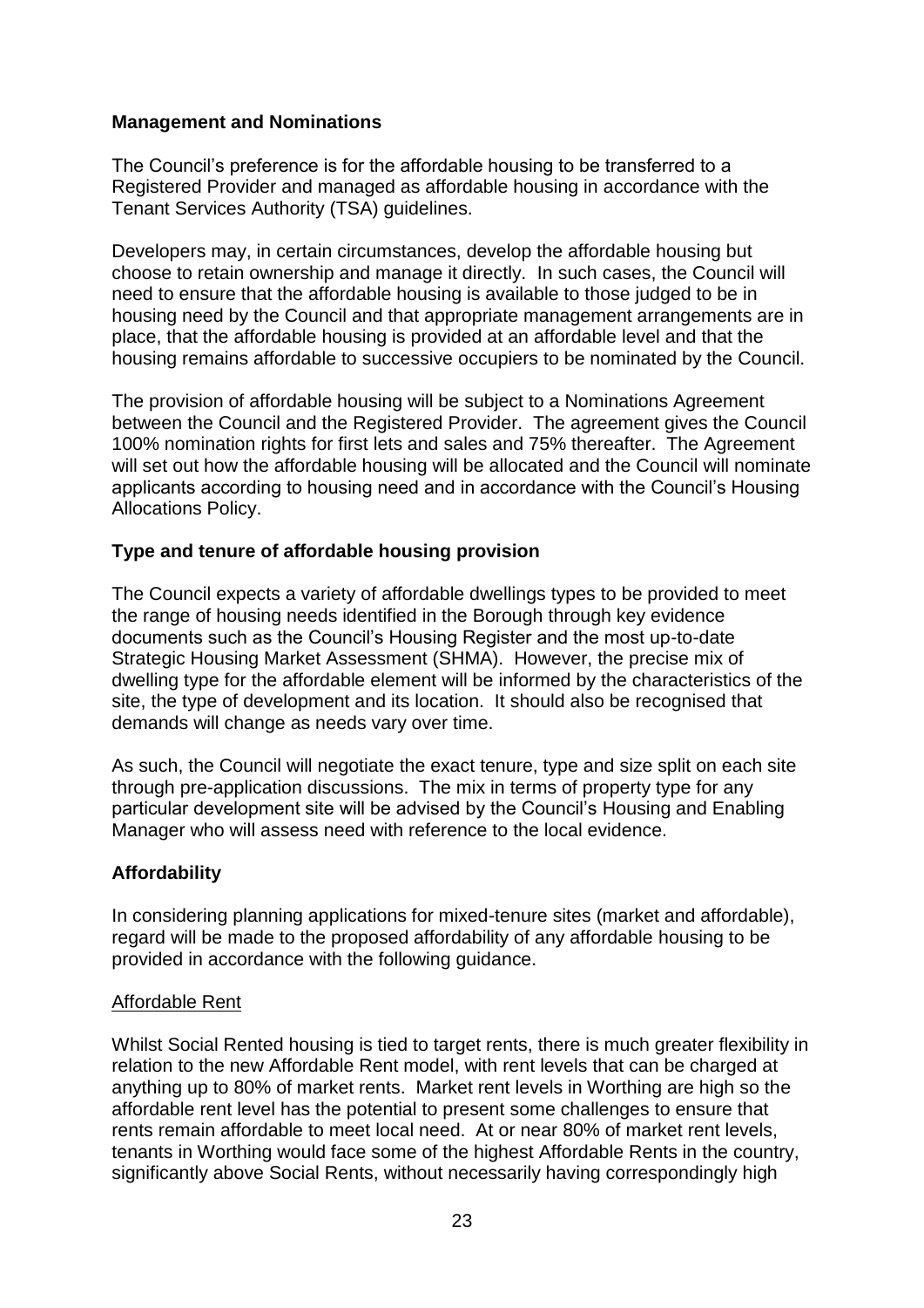**Management and Nominations**

The Council's preference is for the affordable housing to be transferred to a Registered Provider and managed as affordable housing in accordance with the Tenant Services Authority (TSA) guidelines.

Developers may, in certain circumstances, develop the affordable housing but choose to retain ownership and manage it directly. In such cases, the Council will need to ensure that the affordable housing is available to those judged to be in housing need by the Council and that appropriate management arrangements are in place, that the affordable housing is provided at an affordable level and that the housing remains affordable to successive occupiers to be nominated by the Council.

The provision of affordable housing will be subject to a Nominations Agreement between the Council and the Registered Provider. The agreement gives the Council 100% nomination rights for first lets and sales and 75% thereafter. The Agreement will set out how the affordable housing will be allocated and the Council will nominate applicants according to housing need and in accordance with the Council's Housing Allocations Policy.

**Type and tenure of affordable housing provision**

The Council expects a variety of affordable dwellings types to be provided to meet the range of housing needs identified in the Borough through key evidence documents such as the Council's Housing Register and the most up-to-date Strategic Housing Market Assessment (SHMA). However, the precise mix of dwelling type for the affordable element will be informed by the characteristics of the site, the type of development and its location. It should also be recognised that demands will change as needs vary over time.

As such, the Council will negotiate the exact tenure, type and size split on each site through pre-application discussions. The mix in terms of property type for any particular development site will be advised by the Council's Housing and Enabling Manager who will assess need with reference to the local evidence.

**Affordability**

In considering planning applications for mixed-tenure sites (market and affordable), regard will be made to the proposed affordability of any affordable housing to be provided in accordance with the following guidance.

<u>Affordable Rent</u>

Whilst Social Rented housing is tied to target rents, there is much greater flexibility in relation to the new Affordable Rent model, with rent levels that can be charged at anything up to 80% of market rents. Market rent levels in Worthing are high so the affordable rent level has the potential to present some challenges to ensure that rents remain affordable to meet local need. At or near 80% of market rent levels, tenants in Worthing would face some of the highest Affordable Rents in the country, significantly above Social Rents, without necessarily having correspondingly high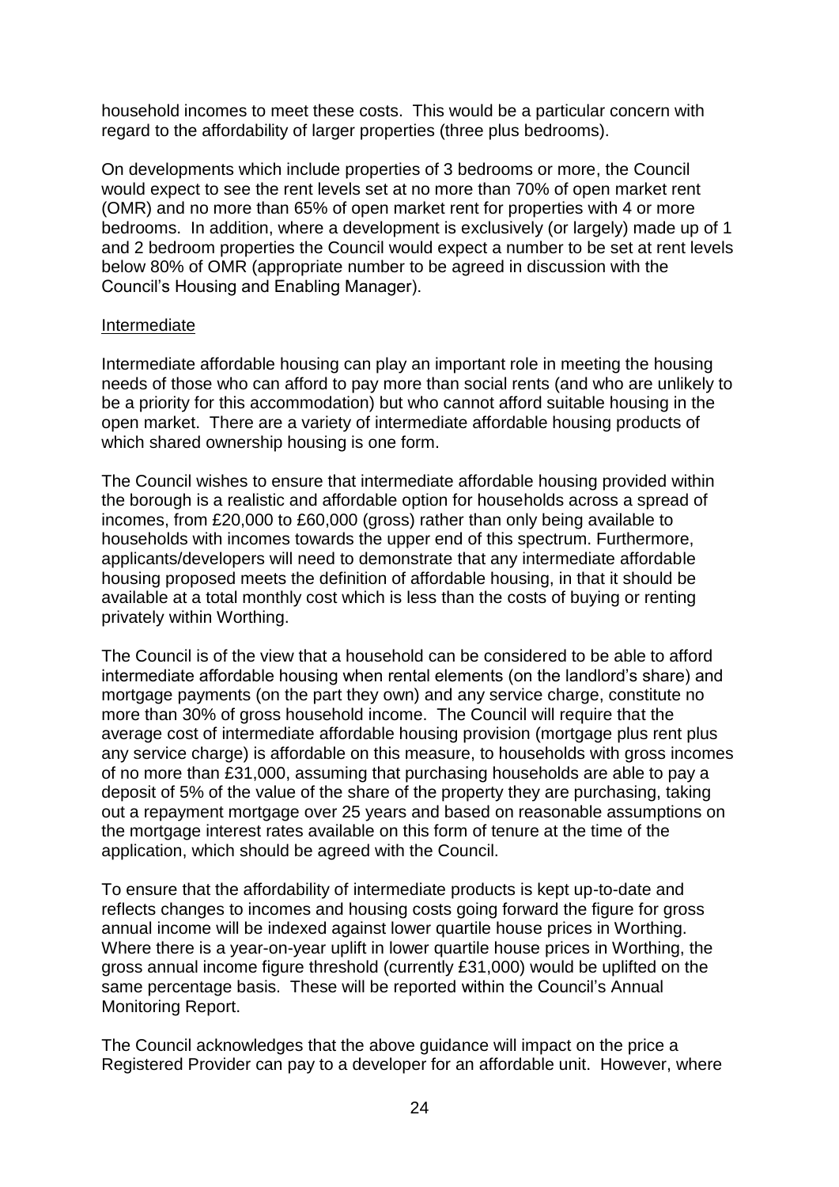household incomes to meet these costs. This would be a particular concern with regard to the affordability of larger properties (three plus bedrooms).

On developments which include properties of 3 bedrooms or more, the Council would expect to see the rent levels set at no more than 70% of open market rent (OMR) and no more than 65% of open market rent for properties with 4 or more bedrooms. In addition, where a development is exclusively (or largely) made up of 1 and 2 bedroom properties the Council would expect a number to be set at rent levels below 80% of OMR (appropriate number to be agreed in discussion with the Council's Housing and Enabling Manager).

<u>Intermediate</u>

Intermediate affordable housing can play an important role in meeting the housing needs of those who can afford to pay more than social rents (and who are unlikely to be a priority for this accommodation) but who cannot afford suitable housing in the open market. There are a variety of intermediate affordable housing products of which shared ownership housing is one form.

The Council wishes to ensure that intermediate affordable housing provided within the borough is a realistic and affordable option for households across a spread of incomes, from £20,000 to £60,000 (gross) rather than only being available to households with incomes towards the upper end of this spectrum. Furthermore, applicants/developers will need to demonstrate that any intermediate affordable housing proposed meets the definition of affordable housing, in that it should be available at a total monthly cost which is less than the costs of buying or renting privately within Worthing.

The Council is of the view that a household can be considered to be able to afford intermediate affordable housing when rental elements (on the landlord's share) and mortgage payments (on the part they own) and any service charge, constitute no more than 30% of gross household income. The Council will require that the average cost of intermediate affordable housing provision (mortgage plus rent plus any service charge) is affordable on this measure, to households with gross incomes of no more than £31,000, assuming that purchasing households are able to pay a deposit of 5% of the value of the share of the property they are purchasing, taking out a repayment mortgage over 25 years and based on reasonable assumptions on the mortgage interest rates available on this form of tenure at the time of the application, which should be agreed with the Council.

To ensure that the affordability of intermediate products is kept up-to-date and reflects changes to incomes and housing costs going forward the figure for gross annual income will be indexed against lower quartile house prices in Worthing. Where there is a year-on-year uplift in lower quartile house prices in Worthing, the gross annual income figure threshold (currently £31,000) would be uplifted on the same percentage basis. These will be reported within the Council's Annual Monitoring Report.

The Council acknowledges that the above guidance will impact on the price a Registered Provider can pay to a developer for an affordable unit. However, where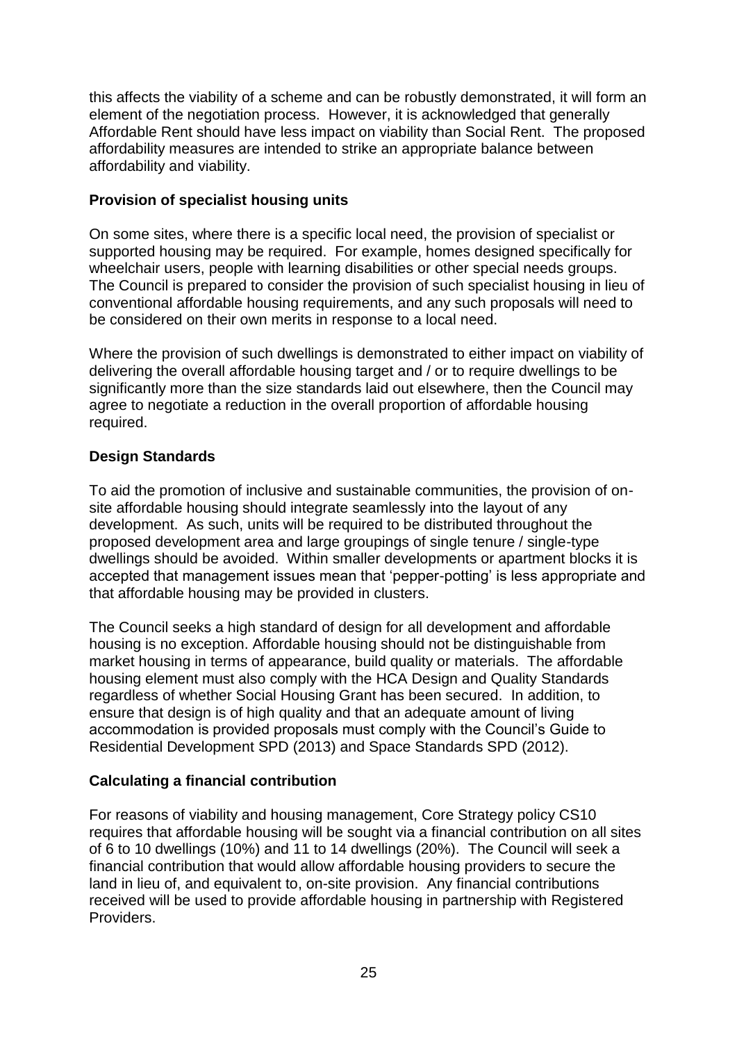this affects the viability of a scheme and can be robustly demonstrated, it will form an element of the negotiation process. However, it is acknowledged that generally Affordable Rent should have less impact on viability than Social Rent. The proposed affordability measures are intended to strike an appropriate balance between affordability and viability.

### Provision of specialist housing units

On some sites, where there is a specific local need, the provision of specialist or supported housing may be required. For example, homes designed specifically for wheelchair users, people with learning disabilities or other special needs groups. The Council is prepared to consider the provision of such specialist housing in lieu of conventional affordable housing requirements, and any such proposals will need to be considered on their own merits in response to a local need.

Where the provision of such dwellings is demonstrated to either impact on viability of delivering the overall affordable housing target and / or to require dwellings to be significantly more than the size standards laid out elsewhere, then the Council may agree to negotiate a reduction in the overall proportion of affordable housing required.

### Design Standards

To aid the promotion of inclusive and sustainable communities, the provision of on-site affordable housing should integrate seamlessly into the layout of any development. As such, units will be required to be distributed throughout the proposed development area and large groupings of single tenure / single-type dwellings should be avoided. Within smaller developments or apartment blocks it is accepted that management issues mean that 'pepper-potting' is less appropriate and that affordable housing may be provided in clusters.

The Council seeks a high standard of design for all development and affordable housing is no exception. Affordable housing should not be distinguishable from market housing in terms of appearance, build quality or materials. The affordable housing element must also comply with the HCA Design and Quality Standards regardless of whether Social Housing Grant has been secured. In addition, to ensure that design is of high quality and that an adequate amount of living accommodation is provided proposals must comply with the Council's Guide to Residential Development SPD (2013) and Space Standards SPD (2012).

### Calculating a financial contribution

For reasons of viability and housing management, Core Strategy policy CS10 requires that affordable housing will be sought via a financial contribution on all sites of 6 to 10 dwellings (10%) and 11 to 14 dwellings (20%). The Council will seek a financial contribution that would allow affordable housing providers to secure the land in lieu of, and equivalent to, on-site provision. Any financial contributions received will be used to provide affordable housing in partnership with Registered Providers.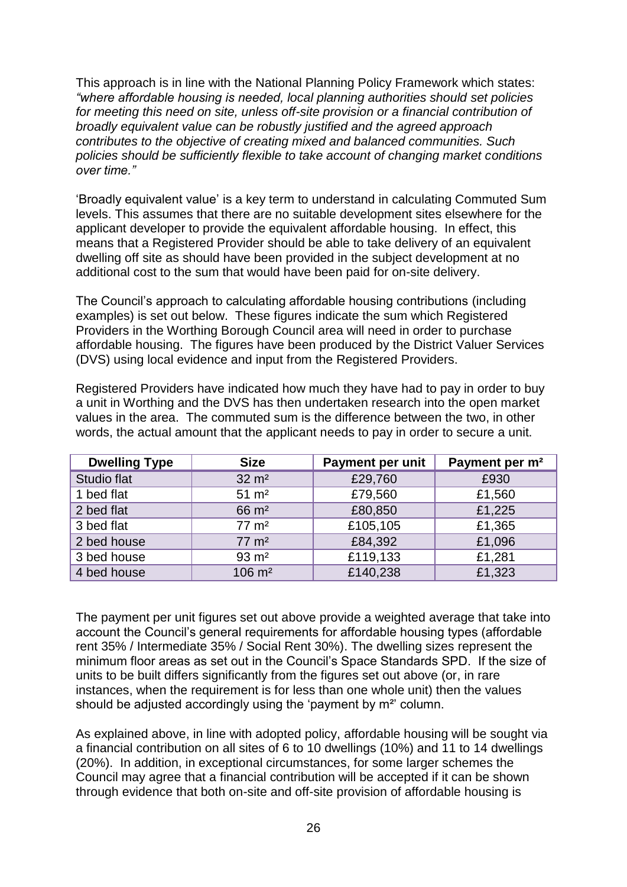This approach is in line with the National Planning Policy Framework which states: *"where affordable housing is needed, local planning authorities should set policies for meeting this need on site, unless off-site provision or a financial contribution of broadly equivalent value can be robustly justified and the agreed approach contributes to the objective of creating mixed and balanced communities. Such policies should be sufficiently flexible to take account of changing market conditions over time."*

'Broadly equivalent value' is a key term to understand in calculating Commuted Sum levels. This assumes that there are no suitable development sites elsewhere for the applicant developer to provide the equivalent affordable housing. In effect, this means that a Registered Provider should be able to take delivery of an equivalent dwelling off site as should have been provided in the subject development at no additional cost to the sum that would have been paid for on-site delivery.

The Council's approach to calculating affordable housing contributions (including examples) is set out below. These figures indicate the sum which Registered Providers in the Worthing Borough Council area will need in order to purchase affordable housing. The figures have been produced by the District Valuer Services (DVS) using local evidence and input from the Registered Providers.

Registered Providers have indicated how much they have had to pay in order to buy a unit in Worthing and the DVS has then undertaken research into the open market values in the area. The commuted sum is the difference between the two, in other words, the actual amount that the applicant needs to pay in order to secure a unit.

| Dwelling Type | Size | Payment per unit | Payment per m² |
|---|---|---|---|
| Studio flat | 32 m² | £29,760 | £930 |
| 1 bed flat | 51 m² | £79,560 | £1,560 |
| 2 bed flat | 66 m² | £80,850 | £1,225 |
| 3 bed flat | 77 m² | £105,105 | £1,365 |
| 2 bed house | 77 m² | £84,392 | £1,096 |
| 3 bed house | 93 m² | £119,133 | £1,281 |
| 4 bed house | 106 m² | £140,238 | £1,323 |

The payment per unit figures set out above provide a weighted average that take into account the Council's general requirements for affordable housing types (affordable rent 35% / Intermediate 35% / Social Rent 30%). The dwelling sizes represent the minimum floor areas as set out in the Council's Space Standards SPD. If the size of units to be built differs significantly from the figures set out above (or, in rare instances, when the requirement is for less than one whole unit) then the values should be adjusted accordingly using the 'payment by m²' column.

As explained above, in line with adopted policy, affordable housing will be sought via a financial contribution on all sites of 6 to 10 dwellings (10%) and 11 to 14 dwellings (20%). In addition, in exceptional circumstances, for some larger schemes the Council may agree that a financial contribution will be accepted if it can be shown through evidence that both on-site and off-site provision of affordable housing is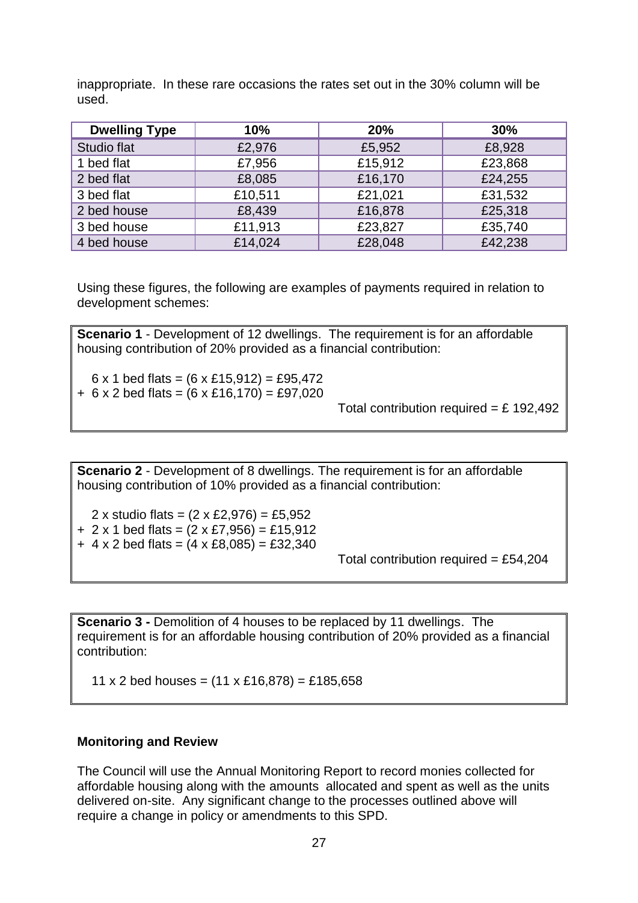inappropriate. In these rare occasions the rates set out in the 30% column will be used.

| Dwelling Type | 10% | 20% | 30% |
| --- | --- | --- | --- |
| Studio flat | £2,976 | £5,952 | £8,928 |
| 1 bed flat | £7,956 | £15,912 | £23,868 |
| 2 bed flat | £8,085 | £16,170 | £24,255 |
| 3 bed flat | £10,511 | £21,021 | £31,532 |
| 2 bed house | £8,439 | £16,878 | £25,318 |
| 3 bed house | £11,913 | £23,827 | £35,740 |
| 4 bed house | £14,024 | £28,048 | £42,238 |

Using these figures, the following are examples of payments required in relation to development schemes:

**Scenario 1** - Development of 12 dwellings. The requirement is for an affordable housing contribution of 20% provided as a financial contribution:

6 x 1 bed flats = (6 x £15,912) = £95,472
+ 6 x 2 bed flats = (6 x £16,170) = £97,020

Total contribution required = £ 192,492

**Scenario 2** - Development of 8 dwellings. The requirement is for an affordable housing contribution of 10% provided as a financial contribution:

2 x studio flats = (2 x £2,976) = £5,952
+ 2 x 1 bed flats = (2 x £7,956) = £15,912
+ 4 x 2 bed flats = (4 x £8,085) = £32,340

Total contribution required = £54,204

**Scenario 3 -** Demolition of 4 houses to be replaced by 11 dwellings. The requirement is for an affordable housing contribution of 20% provided as a financial contribution:

11 x 2 bed houses = (11 x £16,878) = £185,658

**Monitoring and Review**

The Council will use the Annual Monitoring Report to record monies collected for affordable housing along with the amounts allocated and spent as well as the units delivered on-site. Any significant change to the processes outlined above will require a change in policy or amendments to this SPD.